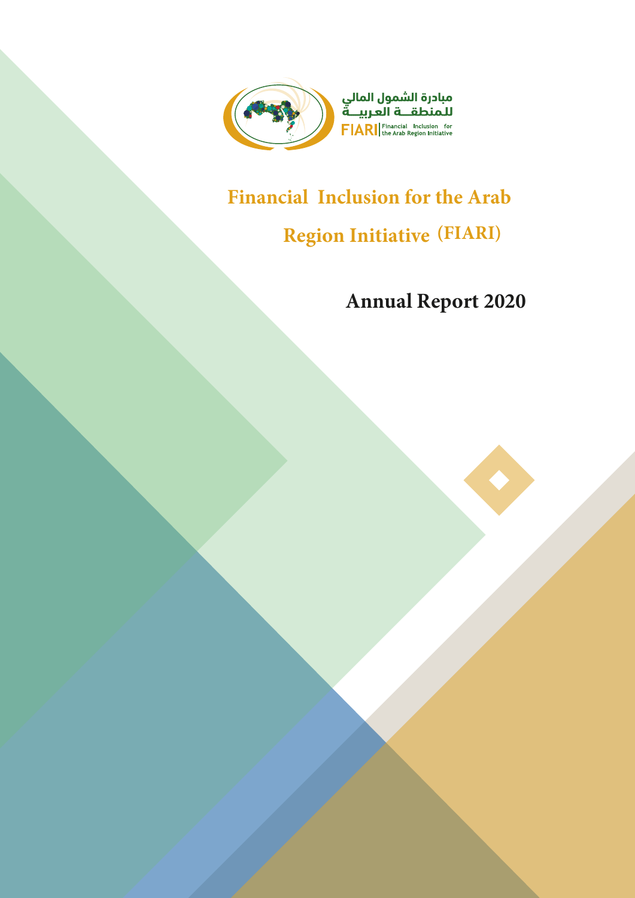مبادرة الشمول المالي للمنطقــة العربيــة

FIARI | Financial Inclusion for the Arab Region Initiative

# Financial Inclusion for the Arab Region Initiative (FIARI)

## Annual Report 2020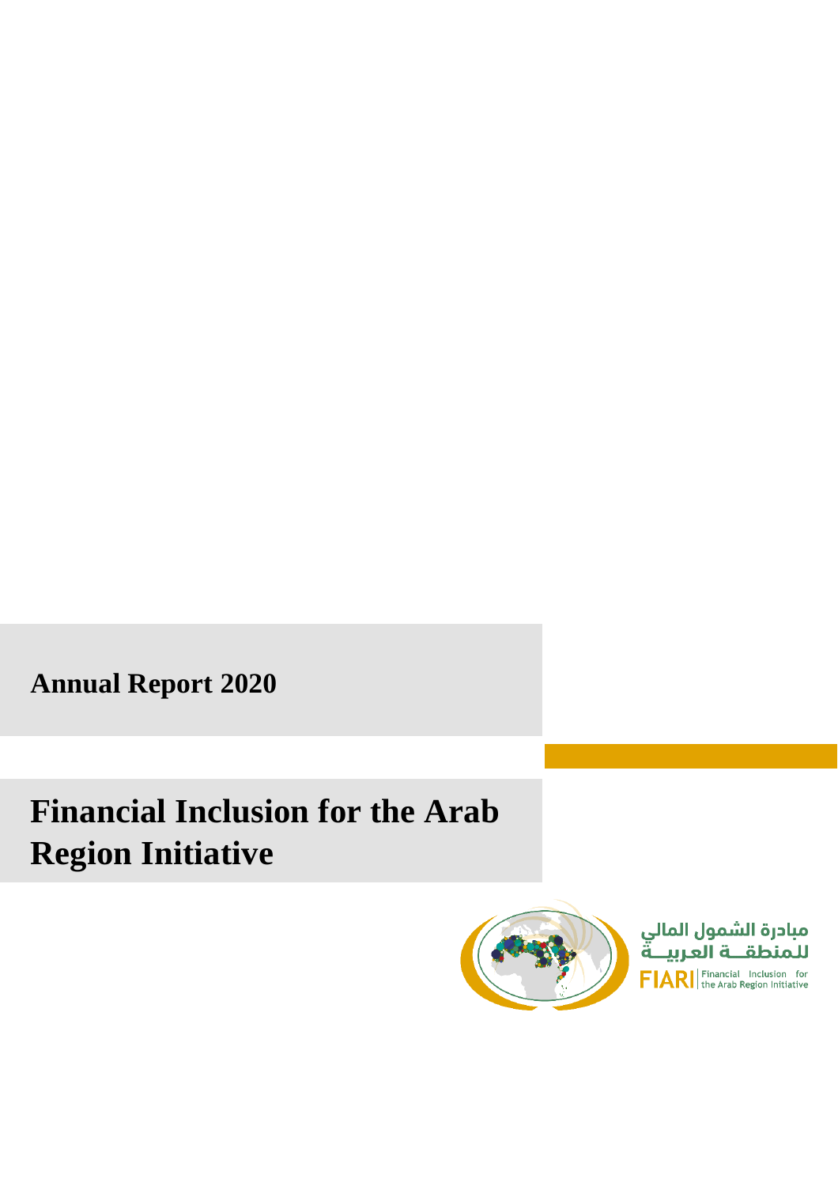**Annual Report 2020**

# Financial Inclusion for the Arab Region Initiative

مبادرة الشمول المالي للمنطقـــة العربيـــة

FIARI | Financial Inclusion for the Arab Region Initiative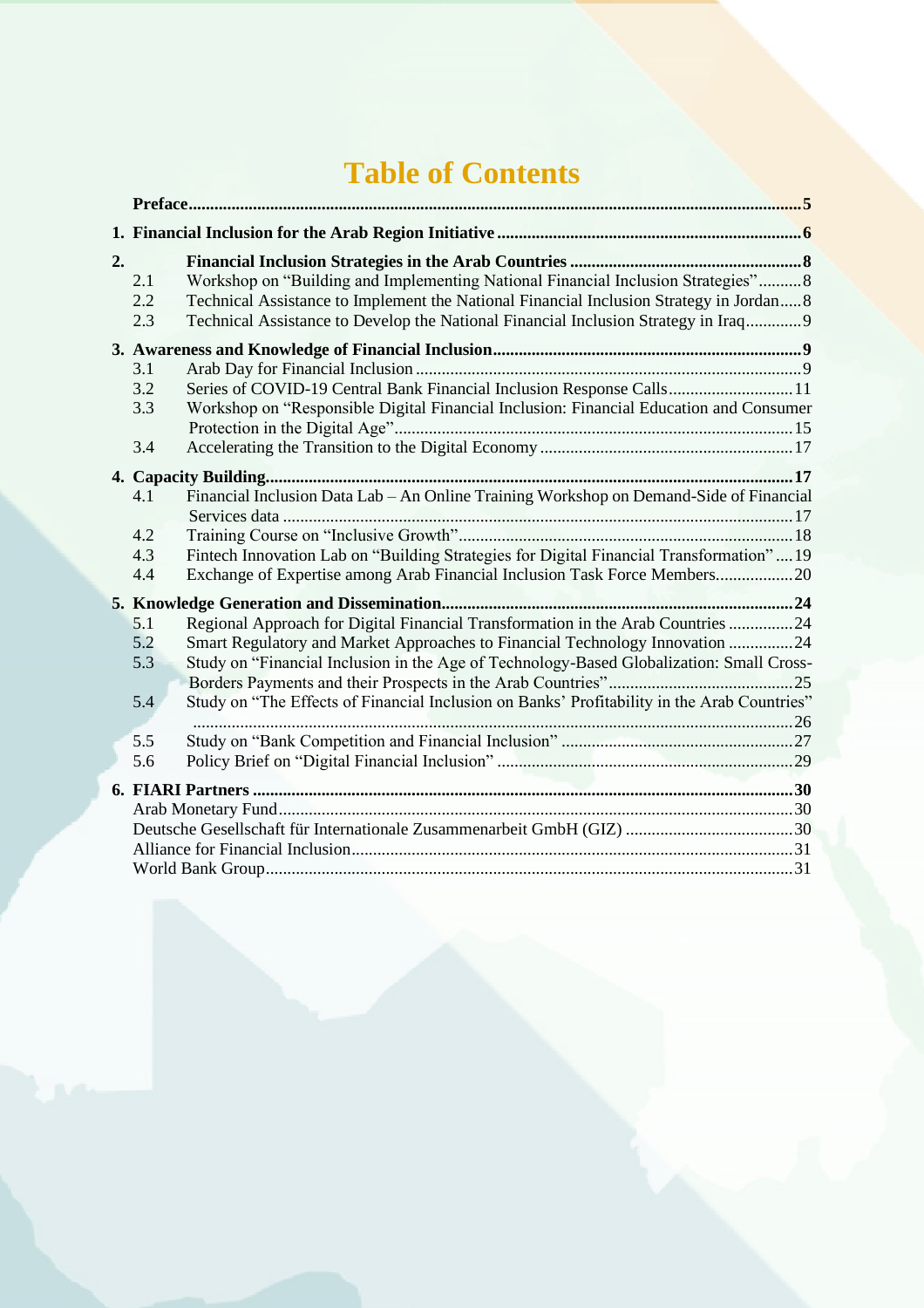# Table of Contents

**Preface** .......... 5

**1. Financial Inclusion for the Arab Region Initiative** .......... 6

**2. Financial Inclusion Strategies in the Arab Countries** .......... 8

- 2.1 Workshop on "Building and Implementing National Financial Inclusion Strategies" .......... 8
- 2.2 Technical Assistance to Implement the National Financial Inclusion Strategy in Jordan .......... 8
- 2.3 Technical Assistance to Develop the National Financial Inclusion Strategy in Iraq .......... 9

**3. Awareness and Knowledge of Financial Inclusion** .......... 9

- 3.1 Arab Day for Financial Inclusion .......... 9
- 3.2 Series of COVID-19 Central Bank Financial Inclusion Response Calls .......... 11
- 3.3 Workshop on "Responsible Digital Financial Inclusion: Financial Education and Consumer Protection in the Digital Age" .......... 15
- 3.4 Accelerating the Transition to the Digital Economy .......... 17

**4. Capacity Building** .......... 17

- 4.1 Financial Inclusion Data Lab – An Online Training Workshop on Demand-Side of Financial Services data .......... 17
- 4.2 Training Course on "Inclusive Growth" .......... 18
- 4.3 Fintech Innovation Lab on "Building Strategies for Digital Financial Transformation" .......... 19
- 4.4 Exchange of Expertise among Arab Financial Inclusion Task Force Members .......... 20

**5. Knowledge Generation and Dissemination** .......... 24

- 5.1 Regional Approach for Digital Financial Transformation in the Arab Countries .......... 24
- 5.2 Smart Regulatory and Market Approaches to Financial Technology Innovation .......... 24
- 5.3 Study on "Financial Inclusion in the Age of Technology-Based Globalization: Small Cross-Borders Payments and their Prospects in the Arab Countries" .......... 25
- 5.4 Study on "The Effects of Financial Inclusion on Banks' Profitability in the Arab Countries" .......... 26
- 5.5 Study on "Bank Competition and Financial Inclusion" .......... 27
- 5.6 Policy Brief on "Digital Financial Inclusion" .......... 29

**6. FIARI Partners** .......... 30

- Arab Monetary Fund .......... 30
- Deutsche Gesellschaft für Internationale Zusammenarbeit GmbH (GIZ) .......... 30
- Alliance for Financial Inclusion .......... 31
- World Bank Group .......... 31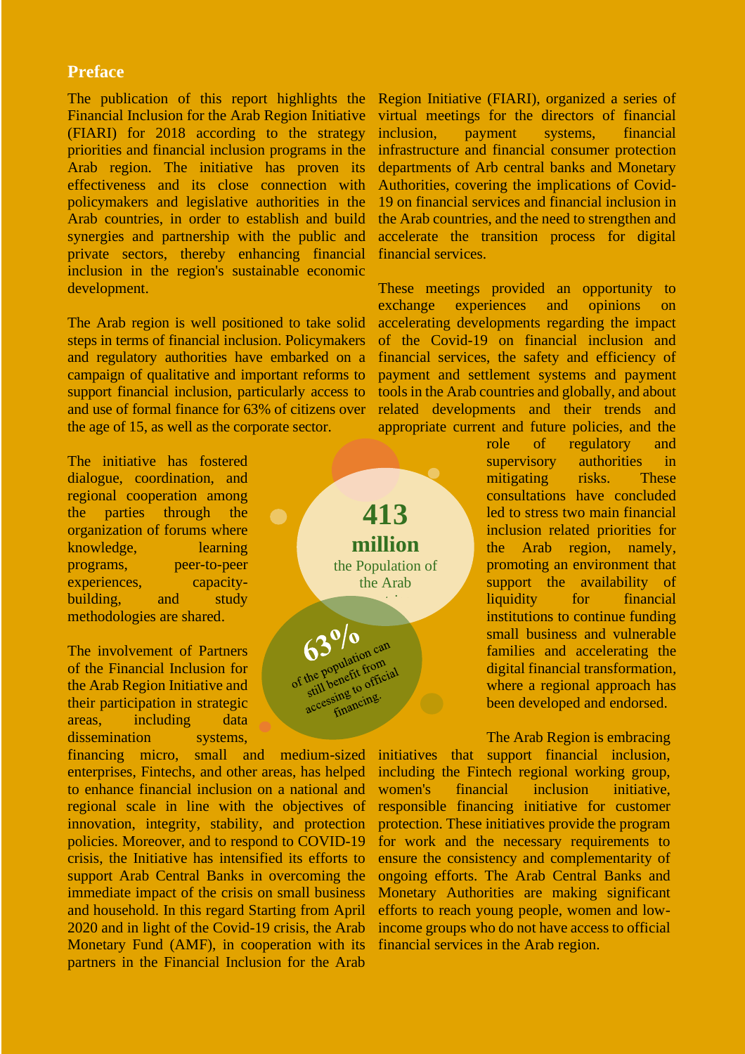## Preface

The publication of this report highlights the Financial Inclusion for the Arab Region Initiative (FIARI) for 2018 according to the strategy priorities and financial inclusion programs in the Arab region. The initiative has proven its effectiveness and its close connection with policymakers and legislative authorities in the Arab countries, in order to establish and build synergies and partnership with the public and private sectors, thereby enhancing financial inclusion in the region's sustainable economic development.

The Arab region is well positioned to take solid steps in terms of financial inclusion. Policymakers and regulatory authorities have embarked on a campaign of qualitative and important reforms to support financial inclusion, particularly access to and use of formal finance for 63% of citizens over the age of 15, as well as the corporate sector.

The initiative has fostered dialogue, coordination, and regional cooperation among the parties through the organization of forums where knowledge, learning programs, peer-to-peer experiences, capacity-building, and study methodologies are shared.

**413 million** the Population of the Arab

**63%** of the population can still benefit from accessing to official financing.

The involvement of Partners of the Financial Inclusion for the Arab Region Initiative and their participation in strategic areas, including data dissemination systems, financing micro, small and medium-sized enterprises, Fintechs, and other areas, has helped to enhance financial inclusion on a national and regional scale in line with the objectives of innovation, integrity, stability, and protection policies. Moreover, and to respond to COVID-19 crisis, the Initiative has intensified its efforts to support Arab Central Banks in overcoming the immediate impact of the crisis on small business and household. In this regard Starting from April 2020 and in light of the Covid-19 crisis, the Arab Monetary Fund (AMF), in cooperation with its partners in the Financial Inclusion for the Arab Region Initiative (FIARI), organized a series of virtual meetings for the directors of financial inclusion, payment systems, financial infrastructure and financial consumer protection departments of Arb central banks and Monetary Authorities, covering the implications of Covid-19 on financial services and financial inclusion in the Arab countries, and the need to strengthen and accelerate the transition process for digital financial services.

These meetings provided an opportunity to exchange experiences and opinions on accelerating developments regarding the impact of the Covid-19 on financial inclusion and financial services, the safety and efficiency of payment and settlement systems and payment tools in the Arab countries and globally, and about related developments and their trends and appropriate current and future policies, and the role of regulatory and supervisory authorities in mitigating risks. These consultations have concluded led to stress two main financial inclusion related priorities for the Arab region, namely, promoting an environment that support the availability of liquidity for financial institutions to continue funding small business and vulnerable families and accelerating the digital financial transformation, where a regional approach has been developed and endorsed.

The Arab Region is embracing initiatives that support financial inclusion, including the Fintech regional working group, women's financial inclusion initiative, responsible financing initiative for customer protection. These initiatives provide the program for work and the necessary requirements to ensure the consistency and complementarity of ongoing efforts. The Arab Central Banks and Monetary Authorities are making significant efforts to reach young people, women and low-income groups who do not have access to official financial services in the Arab region.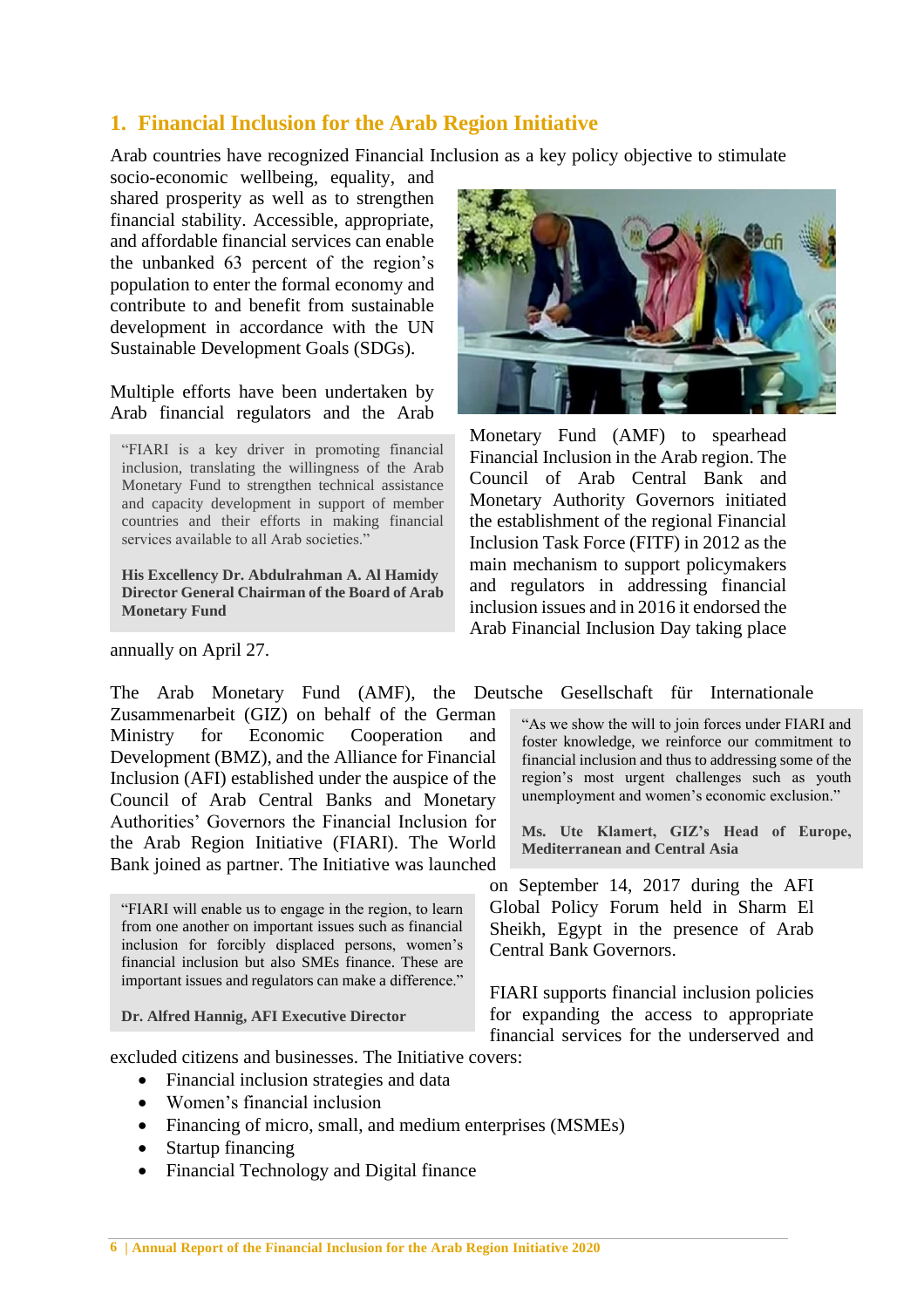## 1. Financial Inclusion for the Arab Region Initiative

Arab countries have recognized Financial Inclusion as a key policy objective to stimulate socio-economic wellbeing, equality, and shared prosperity as well as to strengthen financial stability. Accessible, appropriate, and affordable financial services can enable the unbanked 63 percent of the region's population to enter the formal economy and contribute to and benefit from sustainable development in accordance with the UN Sustainable Development Goals (SDGs).

Multiple efforts have been undertaken by Arab financial regulators and the Arab Monetary Fund (AMF) to spearhead Financial Inclusion in the Arab region. The Council of Arab Central Bank and Monetary Authority Governors initiated the establishment of the regional Financial Inclusion Task Force (FITF) in 2012 as the main mechanism to support policymakers and regulators in addressing financial inclusion issues and in 2016 it endorsed the Arab Financial Inclusion Day taking place annually on April 27.

> "FIARI is a key driver in promoting financial inclusion, translating the willingness of the Arab Monetary Fund to strengthen technical assistance and capacity development in support of member countries and their efforts in making financial services available to all Arab societies."
>
> **His Excellency Dr. Abdulrahman A. Al Hamidy Director General Chairman of the Board of Arab Monetary Fund**

The Arab Monetary Fund (AMF), the Deutsche Gesellschaft für Internationale Zusammenarbeit (GIZ) on behalf of the German Ministry for Economic Cooperation and Development (BMZ), and the Alliance for Financial Inclusion (AFI) established under the auspice of the Council of Arab Central Banks and Monetary Authorities' Governors the Financial Inclusion for the Arab Region Initiative (FIARI). The World Bank joined as partner. The Initiative was launched on September 14, 2017 during the AFI Global Policy Forum held in Sharm El Sheikh, Egypt in the presence of Arab Central Bank Governors.

> "As we show the will to join forces under FIARI and foster knowledge, we reinforce our commitment to financial inclusion and thus to addressing some of the region's most urgent challenges such as youth unemployment and women's economic exclusion."
>
> **Ms. Ute Klamert, GIZ's Head of Europe, Mediterranean and Central Asia**

> "FIARI will enable us to engage in the region, to learn from one another on important issues such as financial inclusion for forcibly displaced persons, women's financial inclusion but also SMEs finance. These are important issues and regulators can make a difference."
>
> **Dr. Alfred Hannig, AFI Executive Director**

FIARI supports financial inclusion policies for expanding the access to appropriate financial services for the underserved and excluded citizens and businesses. The Initiative covers:

- Financial inclusion strategies and data
- Women's financial inclusion
- Financing of micro, small, and medium enterprises (MSMEs)
- Startup financing
- Financial Technology and Digital finance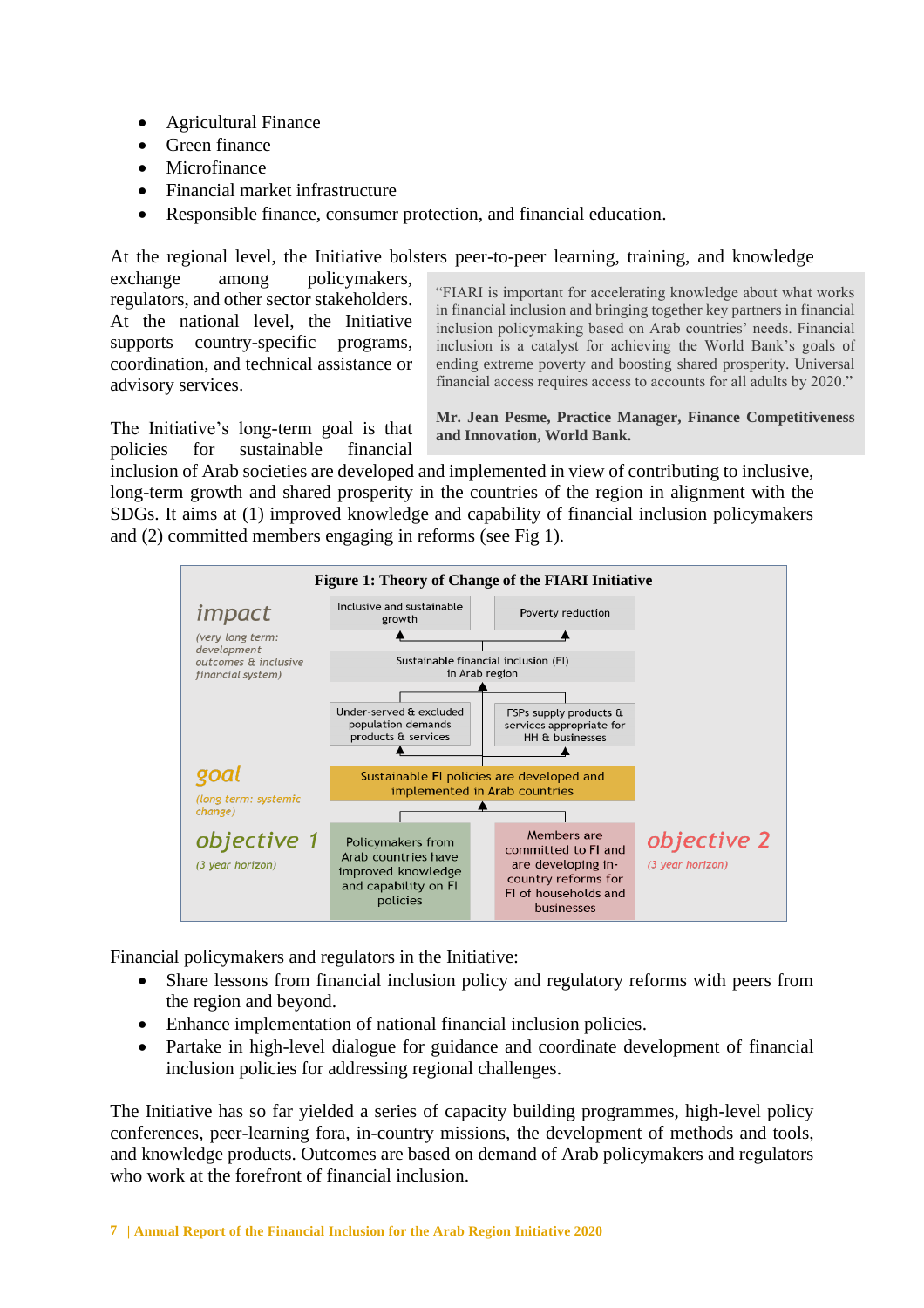- Agricultural Finance
- Green finance
- Microfinance
- Financial market infrastructure
- Responsible finance, consumer protection, and financial education.

At the regional level, the Initiative bolsters peer-to-peer learning, training, and knowledge exchange among policymakers, regulators, and other sector stakeholders. At the national level, the Initiative supports country-specific programs, coordination, and technical assistance or advisory services.

> "FIARI is important for accelerating knowledge about what works in financial inclusion and bringing together key partners in financial inclusion policymaking based on Arab countries' needs. Financial inclusion is a catalyst for achieving the World Bank's goals of ending extreme poverty and boosting shared prosperity. Universal financial access requires access to accounts for all adults by 2020."
>
> **Mr. Jean Pesme, Practice Manager, Finance Competitiveness and Innovation, World Bank.**

The Initiative's long-term goal is that policies for sustainable financial inclusion of Arab societies are developed and implemented in view of contributing to inclusive, long-term growth and shared prosperity in the countries of the region in alignment with the SDGs. It aims at (1) improved knowledge and capability of financial inclusion policymakers and (2) committed members engaging in reforms (see Fig 1).

**Figure 1: Theory of Change of the FIARI Initiative**

| Level | | | |
|---|---|---|---|
| **impact** (very long term: development outcomes & inclusive financial system) | Inclusive and sustainable growth | Poverty reduction | |
| | Sustainable financial inclusion (FI) in Arab region | | |
| | Under-served & excluded population demands products & services | FSPs supply products & services appropriate for HH & businesses | |
| **goal** (long term: systemic change) | Sustainable FI policies are developed and implemented in Arab countries | | |
| **objective 1** (3 year horizon) | Policymakers from Arab countries have improved knowledge and capability on FI policies | Members are committed to FI and are developing in-country reforms for FI of households and businesses | **objective 2** (3 year horizon) |

Financial policymakers and regulators in the Initiative:

- Share lessons from financial inclusion policy and regulatory reforms with peers from the region and beyond.
- Enhance implementation of national financial inclusion policies.
- Partake in high-level dialogue for guidance and coordinate development of financial inclusion policies for addressing regional challenges.

The Initiative has so far yielded a series of capacity building programmes, high-level policy conferences, peer-learning fora, in-country missions, the development of methods and tools, and knowledge products. Outcomes are based on demand of Arab policymakers and regulators who work at the forefront of financial inclusion.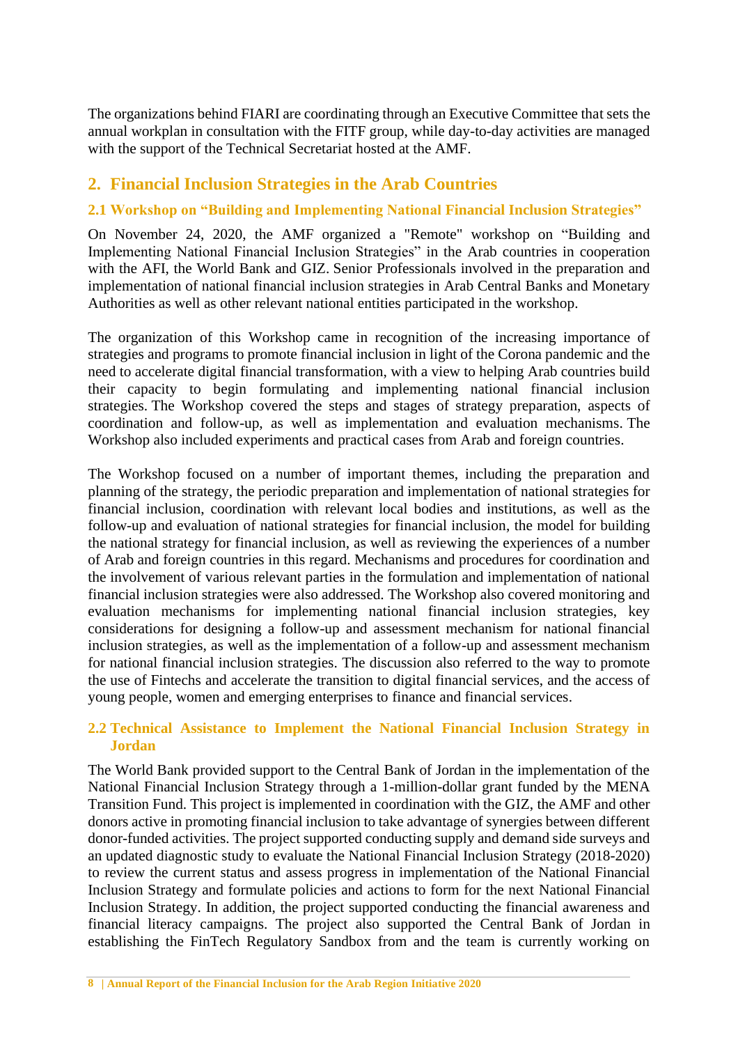The organizations behind FIARI are coordinating through an Executive Committee that sets the annual workplan in consultation with the FITF group, while day-to-day activities are managed with the support of the Technical Secretariat hosted at the AMF.

## 2. Financial Inclusion Strategies in the Arab Countries

### 2.1 Workshop on "Building and Implementing National Financial Inclusion Strategies"

On November 24, 2020, the AMF organized a "Remote" workshop on "Building and Implementing National Financial Inclusion Strategies" in the Arab countries in cooperation with the AFI, the World Bank and GIZ. Senior Professionals involved in the preparation and implementation of national financial inclusion strategies in Arab Central Banks and Monetary Authorities as well as other relevant national entities participated in the workshop.

The organization of this Workshop came in recognition of the increasing importance of strategies and programs to promote financial inclusion in light of the Corona pandemic and the need to accelerate digital financial transformation, with a view to helping Arab countries build their capacity to begin formulating and implementing national financial inclusion strategies. The Workshop covered the steps and stages of strategy preparation, aspects of coordination and follow-up, as well as implementation and evaluation mechanisms. The Workshop also included experiments and practical cases from Arab and foreign countries.

The Workshop focused on a number of important themes, including the preparation and planning of the strategy, the periodic preparation and implementation of national strategies for financial inclusion, coordination with relevant local bodies and institutions, as well as the follow-up and evaluation of national strategies for financial inclusion, the model for building the national strategy for financial inclusion, as well as reviewing the experiences of a number of Arab and foreign countries in this regard. Mechanisms and procedures for coordination and the involvement of various relevant parties in the formulation and implementation of national financial inclusion strategies were also addressed. The Workshop also covered monitoring and evaluation mechanisms for implementing national financial inclusion strategies, key considerations for designing a follow-up and assessment mechanism for national financial inclusion strategies, as well as the implementation of a follow-up and assessment mechanism for national financial inclusion strategies. The discussion also referred to the way to promote the use of Fintechs and accelerate the transition to digital financial services, and the access of young people, women and emerging enterprises to finance and financial services.

### 2.2 Technical Assistance to Implement the National Financial Inclusion Strategy in Jordan

The World Bank provided support to the Central Bank of Jordan in the implementation of the National Financial Inclusion Strategy through a 1-million-dollar grant funded by the MENA Transition Fund. This project is implemented in coordination with the GIZ, the AMF and other donors active in promoting financial inclusion to take advantage of synergies between different donor-funded activities. The project supported conducting supply and demand side surveys and an updated diagnostic study to evaluate the National Financial Inclusion Strategy (2018-2020) to review the current status and assess progress in implementation of the National Financial Inclusion Strategy and formulate policies and actions to form for the next National Financial Inclusion Strategy. In addition, the project supported conducting the financial awareness and financial literacy campaigns. The project also supported the Central Bank of Jordan in establishing the FinTech Regulatory Sandbox from and the team is currently working on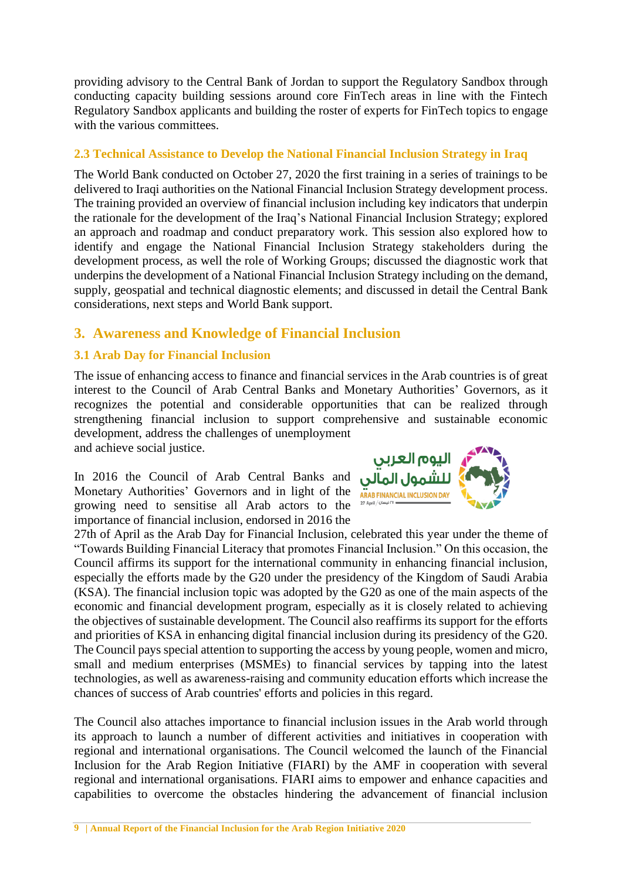providing advisory to the Central Bank of Jordan to support the Regulatory Sandbox through conducting capacity building sessions around core FinTech areas in line with the Fintech Regulatory Sandbox applicants and building the roster of experts for FinTech topics to engage with the various committees.

### 2.3 Technical Assistance to Develop the National Financial Inclusion Strategy in Iraq

The World Bank conducted on October 27, 2020 the first training in a series of trainings to be delivered to Iraqi authorities on the National Financial Inclusion Strategy development process. The training provided an overview of financial inclusion including key indicators that underpin the rationale for the development of the Iraq's National Financial Inclusion Strategy; explored an approach and roadmap and conduct preparatory work. This session also explored how to identify and engage the National Financial Inclusion Strategy stakeholders during the development process, as well the role of Working Groups; discussed the diagnostic work that underpins the development of a National Financial Inclusion Strategy including on the demand, supply, geospatial and technical diagnostic elements; and discussed in detail the Central Bank considerations, next steps and World Bank support.

## 3. Awareness and Knowledge of Financial Inclusion

### 3.1 Arab Day for Financial Inclusion

The issue of enhancing access to finance and financial services in the Arab countries is of great interest to the Council of Arab Central Banks and Monetary Authorities' Governors, as it recognizes the potential and considerable opportunities that can be realized through strengthening financial inclusion to support comprehensive and sustainable economic development, address the challenges of unemployment and achieve social justice.

اليوم العربي للشمول المالي
ARAB FINANCIAL INCLUSION DAY
27 April / ٢٧ نيسان

In 2016 the Council of Arab Central Banks and Monetary Authorities' Governors and in light of the growing need to sensitise all Arab actors to the importance of financial inclusion, endorsed in 2016 the 27th of April as the Arab Day for Financial Inclusion, celebrated this year under the theme of "Towards Building Financial Literacy that promotes Financial Inclusion." On this occasion, the Council affirms its support for the international community in enhancing financial inclusion, especially the efforts made by the G20 under the presidency of the Kingdom of Saudi Arabia (KSA). The financial inclusion topic was adopted by the G20 as one of the main aspects of the economic and financial development program, especially as it is closely related to achieving the objectives of sustainable development. The Council also reaffirms its support for the efforts and priorities of KSA in enhancing digital financial inclusion during its presidency of the G20. The Council pays special attention to supporting the access by young people, women and micro, small and medium enterprises (MSMEs) to financial services by tapping into the latest technologies, as well as awareness-raising and community education efforts which increase the chances of success of Arab countries' efforts and policies in this regard.

The Council also attaches importance to financial inclusion issues in the Arab world through its approach to launch a number of different activities and initiatives in cooperation with regional and international organisations. The Council welcomed the launch of the Financial Inclusion for the Arab Region Initiative (FIARI) by the AMF in cooperation with several regional and international organisations. FIARI aims to empower and enhance capacities and capabilities to overcome the obstacles hindering the advancement of financial inclusion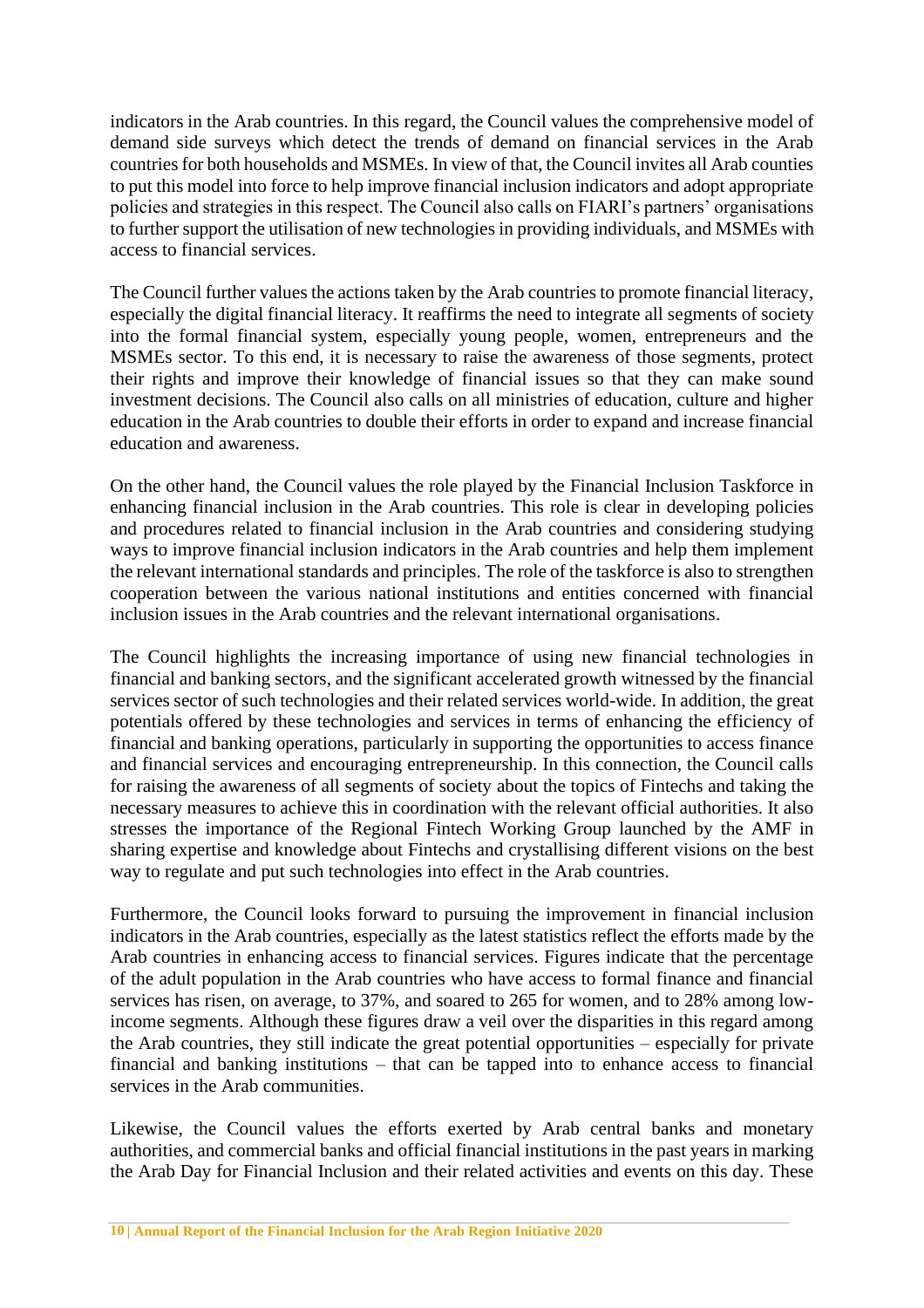indicators in the Arab countries. In this regard, the Council values the comprehensive model of demand side surveys which detect the trends of demand on financial services in the Arab countries for both households and MSMEs. In view of that, the Council invites all Arab counties to put this model into force to help improve financial inclusion indicators and adopt appropriate policies and strategies in this respect. The Council also calls on FIARI's partners' organisations to further support the utilisation of new technologies in providing individuals, and MSMEs with access to financial services.

The Council further values the actions taken by the Arab countries to promote financial literacy, especially the digital financial literacy. It reaffirms the need to integrate all segments of society into the formal financial system, especially young people, women, entrepreneurs and the MSMEs sector. To this end, it is necessary to raise the awareness of those segments, protect their rights and improve their knowledge of financial issues so that they can make sound investment decisions. The Council also calls on all ministries of education, culture and higher education in the Arab countries to double their efforts in order to expand and increase financial education and awareness.

On the other hand, the Council values the role played by the Financial Inclusion Taskforce in enhancing financial inclusion in the Arab countries. This role is clear in developing policies and procedures related to financial inclusion in the Arab countries and considering studying ways to improve financial inclusion indicators in the Arab countries and help them implement the relevant international standards and principles. The role of the taskforce is also to strengthen cooperation between the various national institutions and entities concerned with financial inclusion issues in the Arab countries and the relevant international organisations.

The Council highlights the increasing importance of using new financial technologies in financial and banking sectors, and the significant accelerated growth witnessed by the financial services sector of such technologies and their related services world-wide. In addition, the great potentials offered by these technologies and services in terms of enhancing the efficiency of financial and banking operations, particularly in supporting the opportunities to access finance and financial services and encouraging entrepreneurship. In this connection, the Council calls for raising the awareness of all segments of society about the topics of Fintechs and taking the necessary measures to achieve this in coordination with the relevant official authorities. It also stresses the importance of the Regional Fintech Working Group launched by the AMF in sharing expertise and knowledge about Fintechs and crystallising different visions on the best way to regulate and put such technologies into effect in the Arab countries.

Furthermore, the Council looks forward to pursuing the improvement in financial inclusion indicators in the Arab countries, especially as the latest statistics reflect the efforts made by the Arab countries in enhancing access to financial services. Figures indicate that the percentage of the adult population in the Arab countries who have access to formal finance and financial services has risen, on average, to 37%, and soared to 265 for women, and to 28% among low-income segments. Although these figures draw a veil over the disparities in this regard among the Arab countries, they still indicate the great potential opportunities – especially for private financial and banking institutions – that can be tapped into to enhance access to financial services in the Arab communities.

Likewise, the Council values the efforts exerted by Arab central banks and monetary authorities, and commercial banks and official financial institutions in the past years in marking the Arab Day for Financial Inclusion and their related activities and events on this day. These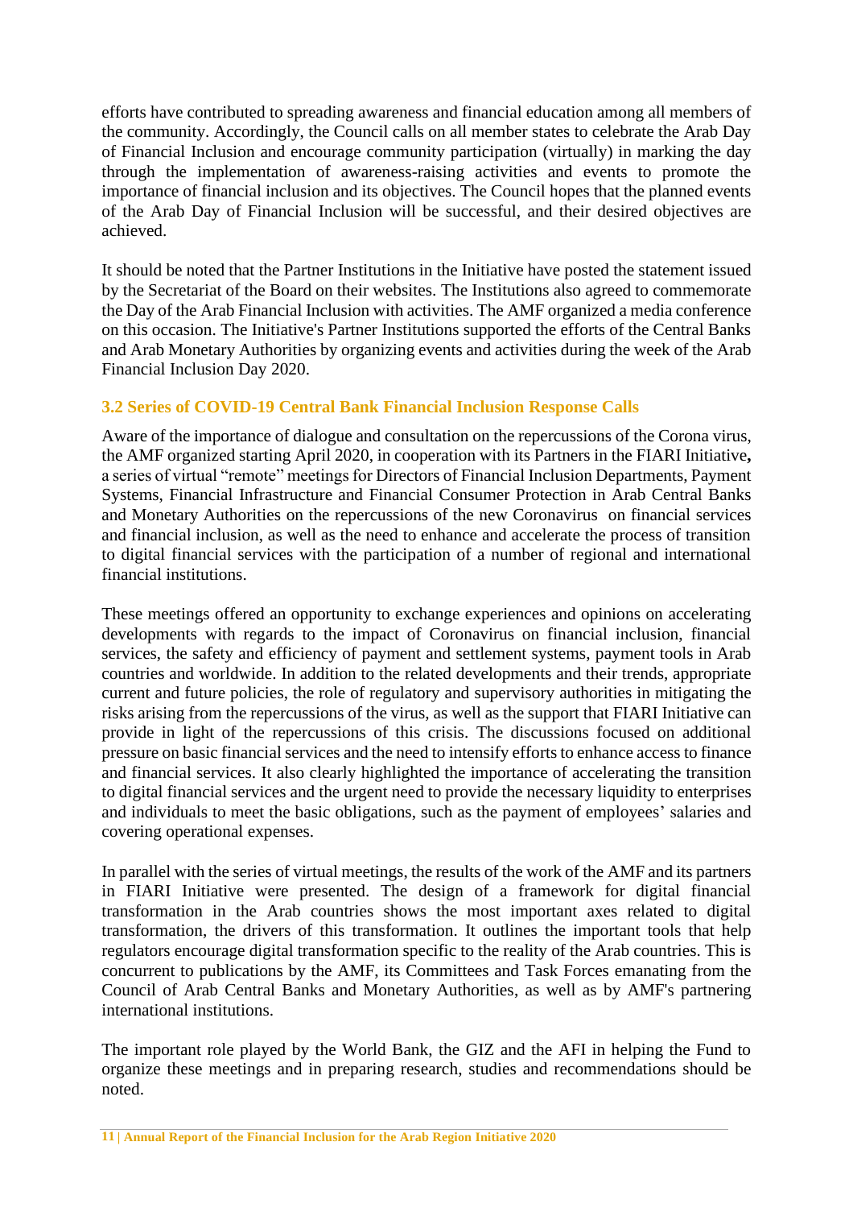efforts have contributed to spreading awareness and financial education among all members of the community. Accordingly, the Council calls on all member states to celebrate the Arab Day of Financial Inclusion and encourage community participation (virtually) in marking the day through the implementation of awareness-raising activities and events to promote the importance of financial inclusion and its objectives. The Council hopes that the planned events of the Arab Day of Financial Inclusion will be successful, and their desired objectives are achieved.

It should be noted that the Partner Institutions in the Initiative have posted the statement issued by the Secretariat of the Board on their websites. The Institutions also agreed to commemorate the Day of the Arab Financial Inclusion with activities. The AMF organized a media conference on this occasion. The Initiative's Partner Institutions supported the efforts of the Central Banks and Arab Monetary Authorities by organizing events and activities during the week of the Arab Financial Inclusion Day 2020.

### 3.2 Series of COVID-19 Central Bank Financial Inclusion Response Calls

Aware of the importance of dialogue and consultation on the repercussions of the Corona virus, the AMF organized starting April 2020, in cooperation with its Partners in the FIARI Initiative**,** a series of virtual "remote" meetings for Directors of Financial Inclusion Departments, Payment Systems, Financial Infrastructure and Financial Consumer Protection in Arab Central Banks and Monetary Authorities on the repercussions of the new Coronavirus on financial services and financial inclusion, as well as the need to enhance and accelerate the process of transition to digital financial services with the participation of a number of regional and international financial institutions.

These meetings offered an opportunity to exchange experiences and opinions on accelerating developments with regards to the impact of Coronavirus on financial inclusion, financial services, the safety and efficiency of payment and settlement systems, payment tools in Arab countries and worldwide. In addition to the related developments and their trends, appropriate current and future policies, the role of regulatory and supervisory authorities in mitigating the risks arising from the repercussions of the virus, as well as the support that FIARI Initiative can provide in light of the repercussions of this crisis. The discussions focused on additional pressure on basic financial services and the need to intensify efforts to enhance access to finance and financial services. It also clearly highlighted the importance of accelerating the transition to digital financial services and the urgent need to provide the necessary liquidity to enterprises and individuals to meet the basic obligations, such as the payment of employees' salaries and covering operational expenses.

In parallel with the series of virtual meetings, the results of the work of the AMF and its partners in FIARI Initiative were presented. The design of a framework for digital financial transformation in the Arab countries shows the most important axes related to digital transformation, the drivers of this transformation. It outlines the important tools that help regulators encourage digital transformation specific to the reality of the Arab countries. This is concurrent to publications by the AMF, its Committees and Task Forces emanating from the Council of Arab Central Banks and Monetary Authorities, as well as by AMF's partnering international institutions.

The important role played by the World Bank, the GIZ and the AFI in helping the Fund to organize these meetings and in preparing research, studies and recommendations should be noted.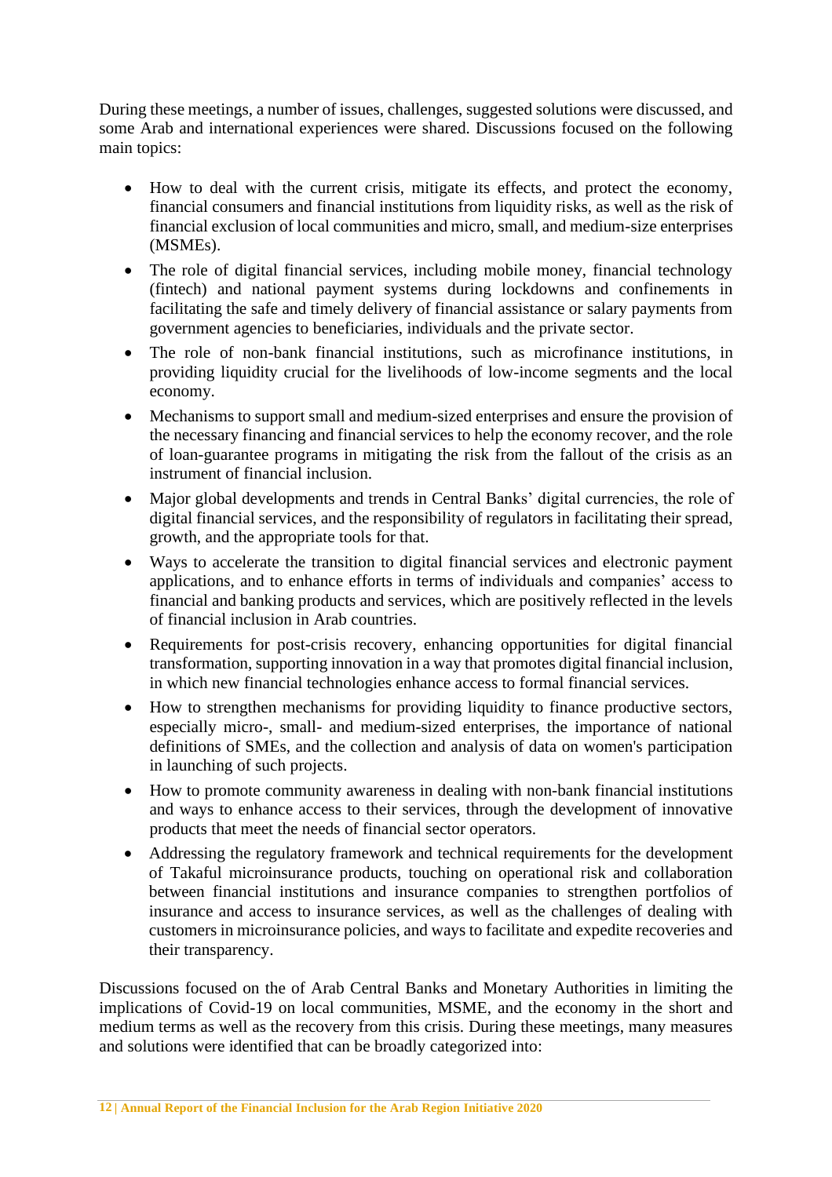During these meetings, a number of issues, challenges, suggested solutions were discussed, and some Arab and international experiences were shared. Discussions focused on the following main topics:

- How to deal with the current crisis, mitigate its effects, and protect the economy, financial consumers and financial institutions from liquidity risks, as well as the risk of financial exclusion of local communities and micro, small, and medium-size enterprises (MSMEs).
- The role of digital financial services, including mobile money, financial technology (fintech) and national payment systems during lockdowns and confinements in facilitating the safe and timely delivery of financial assistance or salary payments from government agencies to beneficiaries, individuals and the private sector.
- The role of non-bank financial institutions, such as microfinance institutions, in providing liquidity crucial for the livelihoods of low-income segments and the local economy.
- Mechanisms to support small and medium-sized enterprises and ensure the provision of the necessary financing and financial services to help the economy recover, and the role of loan-guarantee programs in mitigating the risk from the fallout of the crisis as an instrument of financial inclusion.
- Major global developments and trends in Central Banks' digital currencies, the role of digital financial services, and the responsibility of regulators in facilitating their spread, growth, and the appropriate tools for that.
- Ways to accelerate the transition to digital financial services and electronic payment applications, and to enhance efforts in terms of individuals and companies' access to financial and banking products and services, which are positively reflected in the levels of financial inclusion in Arab countries.
- Requirements for post-crisis recovery, enhancing opportunities for digital financial transformation, supporting innovation in a way that promotes digital financial inclusion, in which new financial technologies enhance access to formal financial services.
- How to strengthen mechanisms for providing liquidity to finance productive sectors, especially micro-, small- and medium-sized enterprises, the importance of national definitions of SMEs, and the collection and analysis of data on women's participation in launching of such projects.
- How to promote community awareness in dealing with non-bank financial institutions and ways to enhance access to their services, through the development of innovative products that meet the needs of financial sector operators.
- Addressing the regulatory framework and technical requirements for the development of Takaful microinsurance products, touching on operational risk and collaboration between financial institutions and insurance companies to strengthen portfolios of insurance and access to insurance services, as well as the challenges of dealing with customers in microinsurance policies, and ways to facilitate and expedite recoveries and their transparency.

Discussions focused on the of Arab Central Banks and Monetary Authorities in limiting the implications of Covid-19 on local communities, MSME, and the economy in the short and medium terms as well as the recovery from this crisis. During these meetings, many measures and solutions were identified that can be broadly categorized into: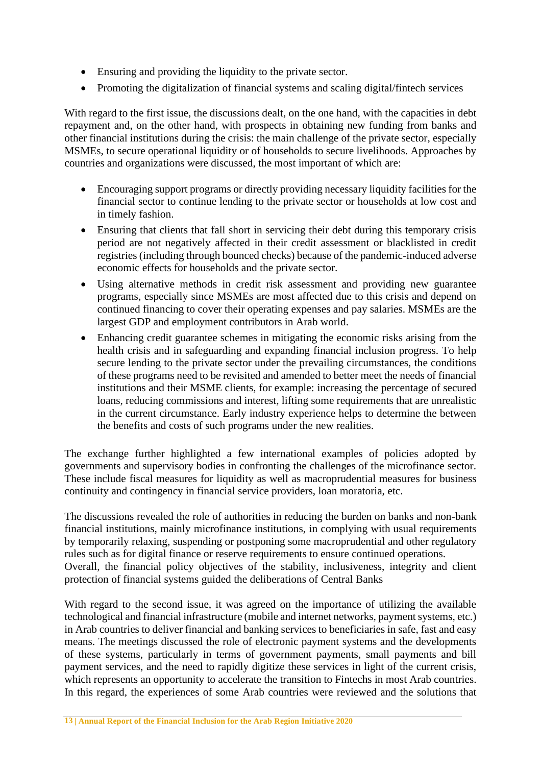- Ensuring and providing the liquidity to the private sector.
- Promoting the digitalization of financial systems and scaling digital/fintech services

With regard to the first issue, the discussions dealt, on the one hand, with the capacities in debt repayment and, on the other hand, with prospects in obtaining new funding from banks and other financial institutions during the crisis: the main challenge of the private sector, especially MSMEs, to secure operational liquidity or of households to secure livelihoods. Approaches by countries and organizations were discussed, the most important of which are:

- Encouraging support programs or directly providing necessary liquidity facilities for the financial sector to continue lending to the private sector or households at low cost and in timely fashion.
- Ensuring that clients that fall short in servicing their debt during this temporary crisis period are not negatively affected in their credit assessment or blacklisted in credit registries (including through bounced checks) because of the pandemic-induced adverse economic effects for households and the private sector.
- Using alternative methods in credit risk assessment and providing new guarantee programs, especially since MSMEs are most affected due to this crisis and depend on continued financing to cover their operating expenses and pay salaries. MSMEs are the largest GDP and employment contributors in Arab world.
- Enhancing credit guarantee schemes in mitigating the economic risks arising from the health crisis and in safeguarding and expanding financial inclusion progress. To help secure lending to the private sector under the prevailing circumstances, the conditions of these programs need to be revisited and amended to better meet the needs of financial institutions and their MSME clients, for example: increasing the percentage of secured loans, reducing commissions and interest, lifting some requirements that are unrealistic in the current circumstance. Early industry experience helps to determine the between the benefits and costs of such programs under the new realities.

The exchange further highlighted a few international examples of policies adopted by governments and supervisory bodies in confronting the challenges of the microfinance sector. These include fiscal measures for liquidity as well as macroprudential measures for business continuity and contingency in financial service providers, loan moratoria, etc.

The discussions revealed the role of authorities in reducing the burden on banks and non-bank financial institutions, mainly microfinance institutions, in complying with usual requirements by temporarily relaxing, suspending or postponing some macroprudential and other regulatory rules such as for digital finance or reserve requirements to ensure continued operations.
Overall, the financial policy objectives of the stability, inclusiveness, integrity and client protection of financial systems guided the deliberations of Central Banks

With regard to the second issue, it was agreed on the importance of utilizing the available technological and financial infrastructure (mobile and internet networks, payment systems, etc.) in Arab countries to deliver financial and banking services to beneficiaries in safe, fast and easy means. The meetings discussed the role of electronic payment systems and the developments of these systems, particularly in terms of government payments, small payments and bill payment services, and the need to rapidly digitize these services in light of the current crisis, which represents an opportunity to accelerate the transition to Fintechs in most Arab countries. In this regard, the experiences of some Arab countries were reviewed and the solutions that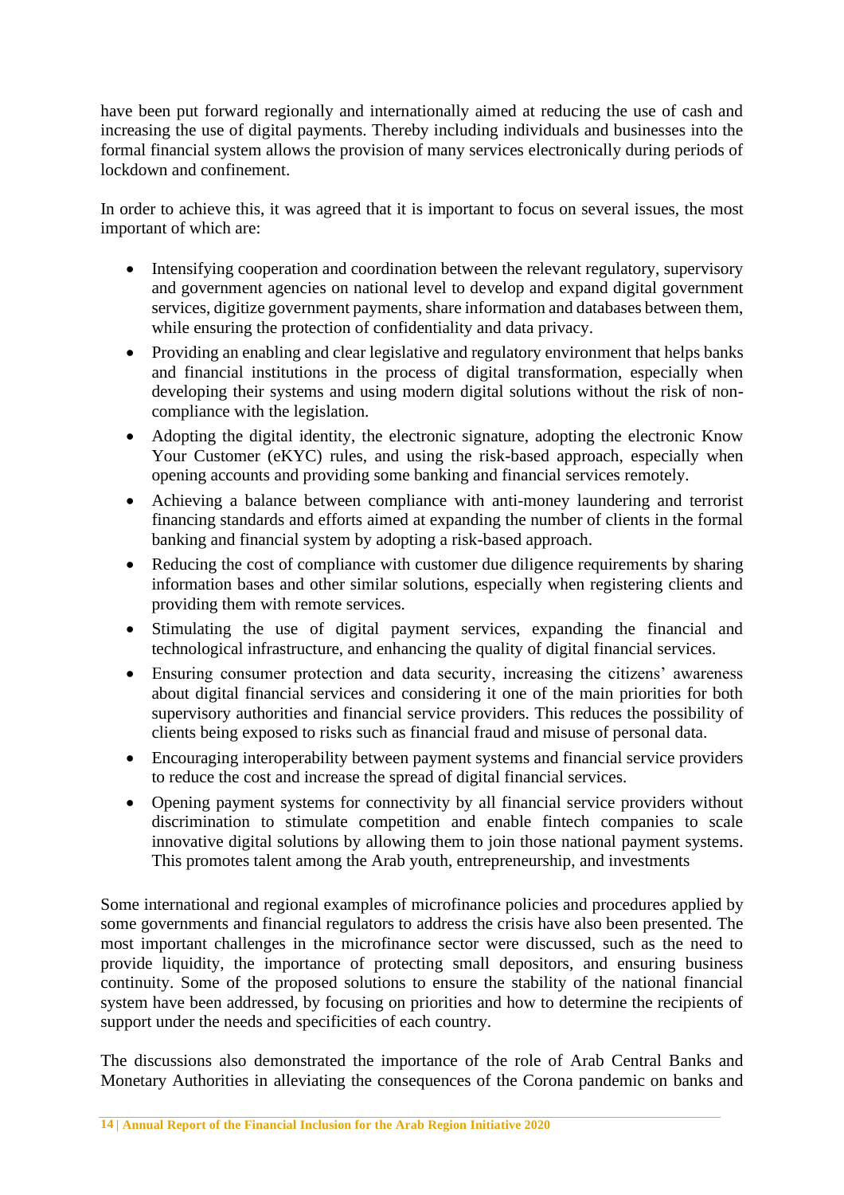have been put forward regionally and internationally aimed at reducing the use of cash and increasing the use of digital payments. Thereby including individuals and businesses into the formal financial system allows the provision of many services electronically during periods of lockdown and confinement.

In order to achieve this, it was agreed that it is important to focus on several issues, the most important of which are:

- Intensifying cooperation and coordination between the relevant regulatory, supervisory and government agencies on national level to develop and expand digital government services, digitize government payments, share information and databases between them, while ensuring the protection of confidentiality and data privacy.
- Providing an enabling and clear legislative and regulatory environment that helps banks and financial institutions in the process of digital transformation, especially when developing their systems and using modern digital solutions without the risk of non-compliance with the legislation.
- Adopting the digital identity, the electronic signature, adopting the electronic Know Your Customer (eKYC) rules, and using the risk-based approach, especially when opening accounts and providing some banking and financial services remotely.
- Achieving a balance between compliance with anti-money laundering and terrorist financing standards and efforts aimed at expanding the number of clients in the formal banking and financial system by adopting a risk-based approach.
- Reducing the cost of compliance with customer due diligence requirements by sharing information bases and other similar solutions, especially when registering clients and providing them with remote services.
- Stimulating the use of digital payment services, expanding the financial and technological infrastructure, and enhancing the quality of digital financial services.
- Ensuring consumer protection and data security, increasing the citizens' awareness about digital financial services and considering it one of the main priorities for both supervisory authorities and financial service providers. This reduces the possibility of clients being exposed to risks such as financial fraud and misuse of personal data.
- Encouraging interoperability between payment systems and financial service providers to reduce the cost and increase the spread of digital financial services.
- Opening payment systems for connectivity by all financial service providers without discrimination to stimulate competition and enable fintech companies to scale innovative digital solutions by allowing them to join those national payment systems. This promotes talent among the Arab youth, entrepreneurship, and investments

Some international and regional examples of microfinance policies and procedures applied by some governments and financial regulators to address the crisis have also been presented. The most important challenges in the microfinance sector were discussed, such as the need to provide liquidity, the importance of protecting small depositors, and ensuring business continuity. Some of the proposed solutions to ensure the stability of the national financial system have been addressed, by focusing on priorities and how to determine the recipients of support under the needs and specificities of each country.

The discussions also demonstrated the importance of the role of Arab Central Banks and Monetary Authorities in alleviating the consequences of the Corona pandemic on banks and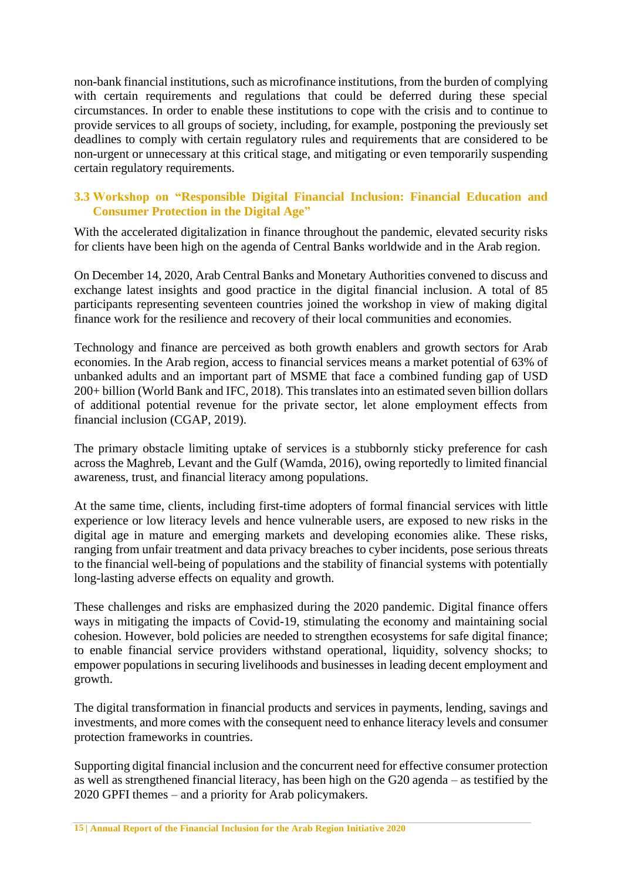non-bank financial institutions, such as microfinance institutions, from the burden of complying with certain requirements and regulations that could be deferred during these special circumstances. In order to enable these institutions to cope with the crisis and to continue to provide services to all groups of society, including, for example, postponing the previously set deadlines to comply with certain regulatory rules and requirements that are considered to be non-urgent or unnecessary at this critical stage, and mitigating or even temporarily suspending certain regulatory requirements.

### 3.3 Workshop on "Responsible Digital Financial Inclusion: Financial Education and Consumer Protection in the Digital Age"

With the accelerated digitalization in finance throughout the pandemic, elevated security risks for clients have been high on the agenda of Central Banks worldwide and in the Arab region.

On December 14, 2020, Arab Central Banks and Monetary Authorities convened to discuss and exchange latest insights and good practice in the digital financial inclusion. A total of 85 participants representing seventeen countries joined the workshop in view of making digital finance work for the resilience and recovery of their local communities and economies.

Technology and finance are perceived as both growth enablers and growth sectors for Arab economies. In the Arab region, access to financial services means a market potential of 63% of unbanked adults and an important part of MSME that face a combined funding gap of USD 200+ billion (World Bank and IFC, 2018). This translates into an estimated seven billion dollars of additional potential revenue for the private sector, let alone employment effects from financial inclusion (CGAP, 2019).

The primary obstacle limiting uptake of services is a stubbornly sticky preference for cash across the Maghreb, Levant and the Gulf (Wamda, 2016), owing reportedly to limited financial awareness, trust, and financial literacy among populations.

At the same time, clients, including first-time adopters of formal financial services with little experience or low literacy levels and hence vulnerable users, are exposed to new risks in the digital age in mature and emerging markets and developing economies alike. These risks, ranging from unfair treatment and data privacy breaches to cyber incidents, pose serious threats to the financial well-being of populations and the stability of financial systems with potentially long-lasting adverse effects on equality and growth.

These challenges and risks are emphasized during the 2020 pandemic. Digital finance offers ways in mitigating the impacts of Covid-19, stimulating the economy and maintaining social cohesion. However, bold policies are needed to strengthen ecosystems for safe digital finance; to enable financial service providers withstand operational, liquidity, solvency shocks; to empower populations in securing livelihoods and businesses in leading decent employment and growth.

The digital transformation in financial products and services in payments, lending, savings and investments, and more comes with the consequent need to enhance literacy levels and consumer protection frameworks in countries.

Supporting digital financial inclusion and the concurrent need for effective consumer protection as well as strengthened financial literacy, has been high on the G20 agenda – as testified by the 2020 GPFI themes – and a priority for Arab policymakers.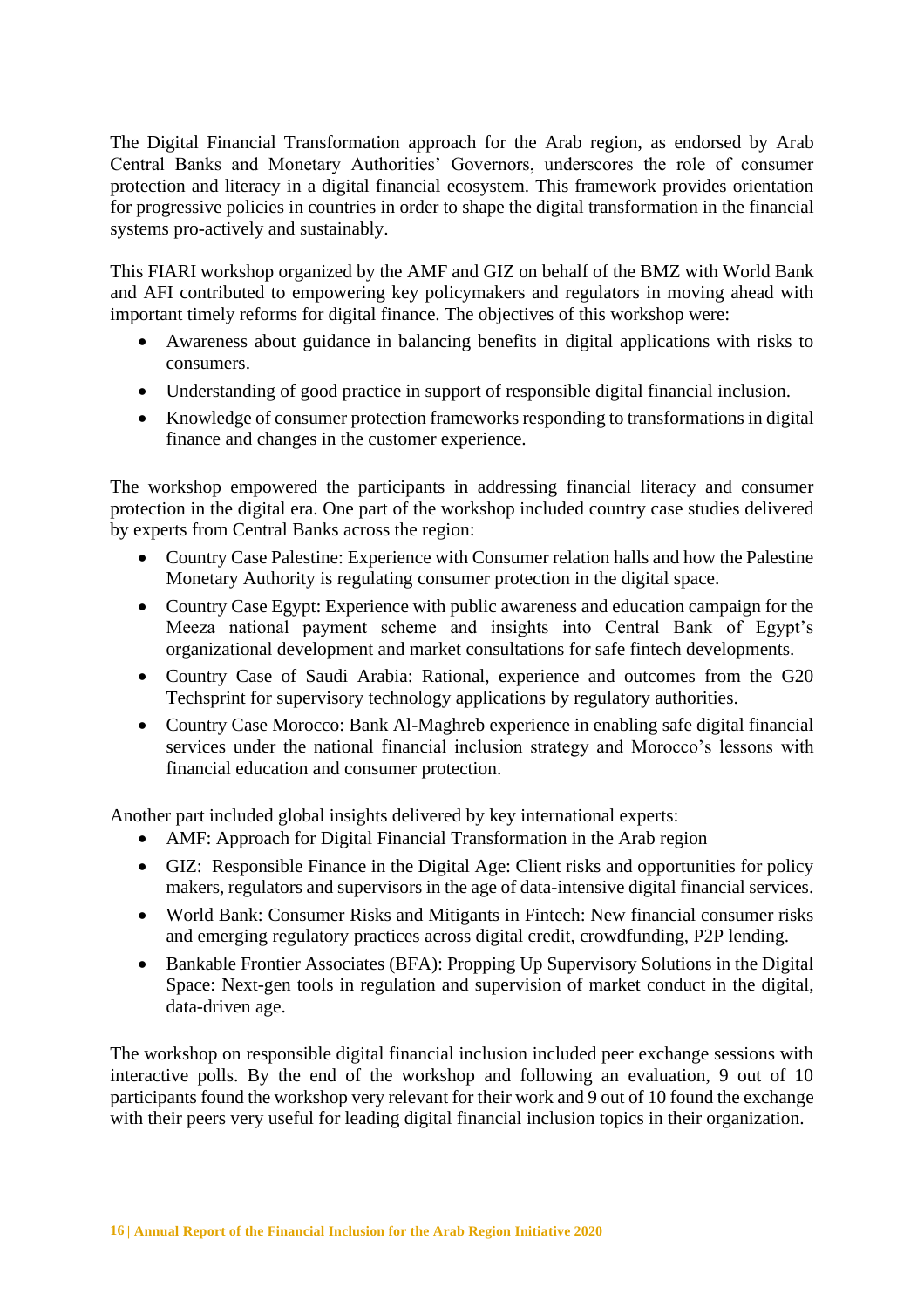The Digital Financial Transformation approach for the Arab region, as endorsed by Arab Central Banks and Monetary Authorities' Governors, underscores the role of consumer protection and literacy in a digital financial ecosystem. This framework provides orientation for progressive policies in countries in order to shape the digital transformation in the financial systems pro-actively and sustainably.

This FIARI workshop organized by the AMF and GIZ on behalf of the BMZ with World Bank and AFI contributed to empowering key policymakers and regulators in moving ahead with important timely reforms for digital finance. The objectives of this workshop were:

- Awareness about guidance in balancing benefits in digital applications with risks to consumers.
- Understanding of good practice in support of responsible digital financial inclusion.
- Knowledge of consumer protection frameworks responding to transformations in digital finance and changes in the customer experience.

The workshop empowered the participants in addressing financial literacy and consumer protection in the digital era. One part of the workshop included country case studies delivered by experts from Central Banks across the region:

- Country Case Palestine: Experience with Consumer relation halls and how the Palestine Monetary Authority is regulating consumer protection in the digital space.
- Country Case Egypt: Experience with public awareness and education campaign for the Meeza national payment scheme and insights into Central Bank of Egypt's organizational development and market consultations for safe fintech developments.
- Country Case of Saudi Arabia: Rational, experience and outcomes from the G20 Techsprint for supervisory technology applications by regulatory authorities.
- Country Case Morocco: Bank Al-Maghreb experience in enabling safe digital financial services under the national financial inclusion strategy and Morocco's lessons with financial education and consumer protection.

Another part included global insights delivered by key international experts:

- AMF: Approach for Digital Financial Transformation in the Arab region
- GIZ: Responsible Finance in the Digital Age: Client risks and opportunities for policy makers, regulators and supervisors in the age of data-intensive digital financial services.
- World Bank: Consumer Risks and Mitigants in Fintech: New financial consumer risks and emerging regulatory practices across digital credit, crowdfunding, P2P lending.
- Bankable Frontier Associates (BFA): Propping Up Supervisory Solutions in the Digital Space: Next-gen tools in regulation and supervision of market conduct in the digital, data-driven age.

The workshop on responsible digital financial inclusion included peer exchange sessions with interactive polls. By the end of the workshop and following an evaluation, 9 out of 10 participants found the workshop very relevant for their work and 9 out of 10 found the exchange with their peers very useful for leading digital financial inclusion topics in their organization.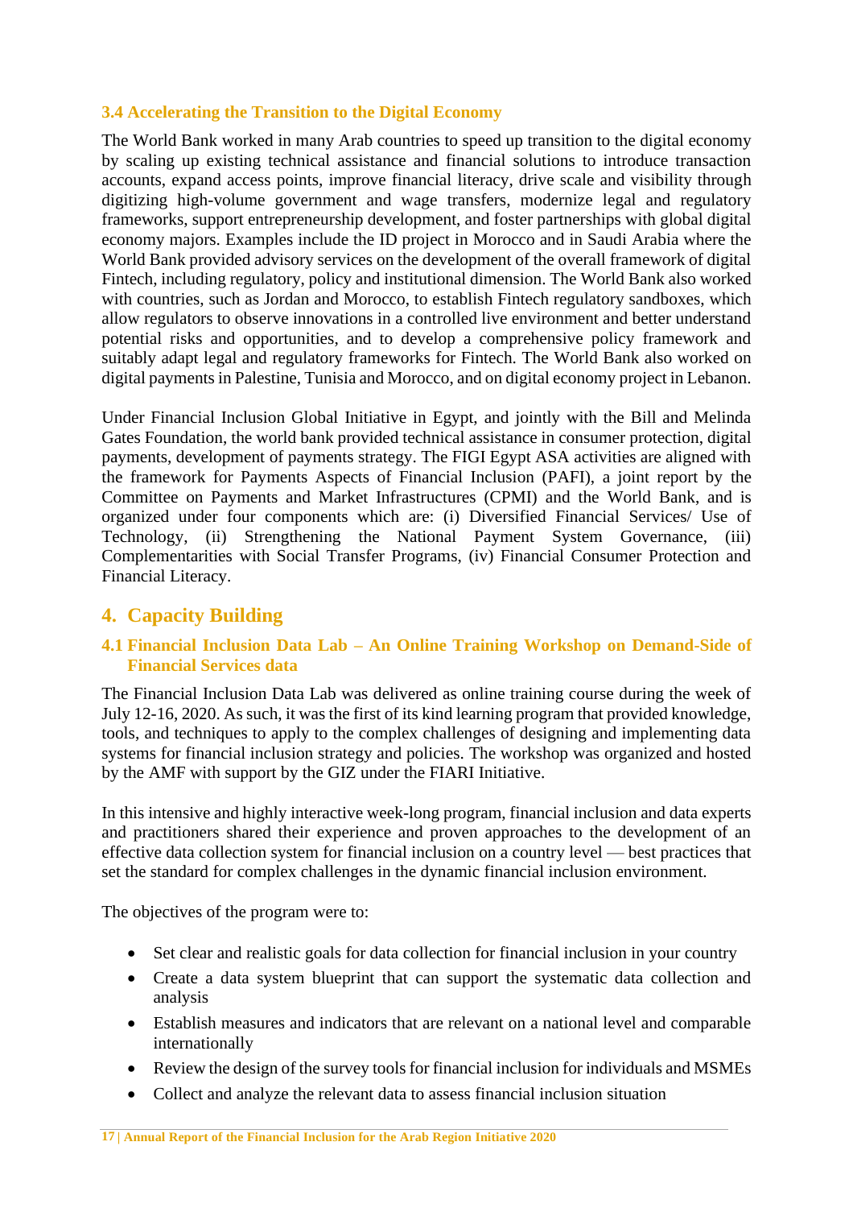### 3.4 Accelerating the Transition to the Digital Economy

The World Bank worked in many Arab countries to speed up transition to the digital economy by scaling up existing technical assistance and financial solutions to introduce transaction accounts, expand access points, improve financial literacy, drive scale and visibility through digitizing high-volume government and wage transfers, modernize legal and regulatory frameworks, support entrepreneurship development, and foster partnerships with global digital economy majors. Examples include the ID project in Morocco and in Saudi Arabia where the World Bank provided advisory services on the development of the overall framework of digital Fintech, including regulatory, policy and institutional dimension. The World Bank also worked with countries, such as Jordan and Morocco, to establish Fintech regulatory sandboxes, which allow regulators to observe innovations in a controlled live environment and better understand potential risks and opportunities, and to develop a comprehensive policy framework and suitably adapt legal and regulatory frameworks for Fintech. The World Bank also worked on digital payments in Palestine, Tunisia and Morocco, and on digital economy project in Lebanon.

Under Financial Inclusion Global Initiative in Egypt, and jointly with the Bill and Melinda Gates Foundation, the world bank provided technical assistance in consumer protection, digital payments, development of payments strategy. The FIGI Egypt ASA activities are aligned with the framework for Payments Aspects of Financial Inclusion (PAFI), a joint report by the Committee on Payments and Market Infrastructures (CPMI) and the World Bank, and is organized under four components which are: (i) Diversified Financial Services/ Use of Technology, (ii) Strengthening the National Payment System Governance, (iii) Complementarities with Social Transfer Programs, (iv) Financial Consumer Protection and Financial Literacy.

## 4. Capacity Building

### 4.1 Financial Inclusion Data Lab – An Online Training Workshop on Demand-Side of Financial Services data

The Financial Inclusion Data Lab was delivered as online training course during the week of July 12-16, 2020. As such, it was the first of its kind learning program that provided knowledge, tools, and techniques to apply to the complex challenges of designing and implementing data systems for financial inclusion strategy and policies. The workshop was organized and hosted by the AMF with support by the GIZ under the FIARI Initiative.

In this intensive and highly interactive week-long program, financial inclusion and data experts and practitioners shared their experience and proven approaches to the development of an effective data collection system for financial inclusion on a country level — best practices that set the standard for complex challenges in the dynamic financial inclusion environment.

The objectives of the program were to:

- Set clear and realistic goals for data collection for financial inclusion in your country
- Create a data system blueprint that can support the systematic data collection and analysis
- Establish measures and indicators that are relevant on a national level and comparable internationally
- Review the design of the survey tools for financial inclusion for individuals and MSMEs
- Collect and analyze the relevant data to assess financial inclusion situation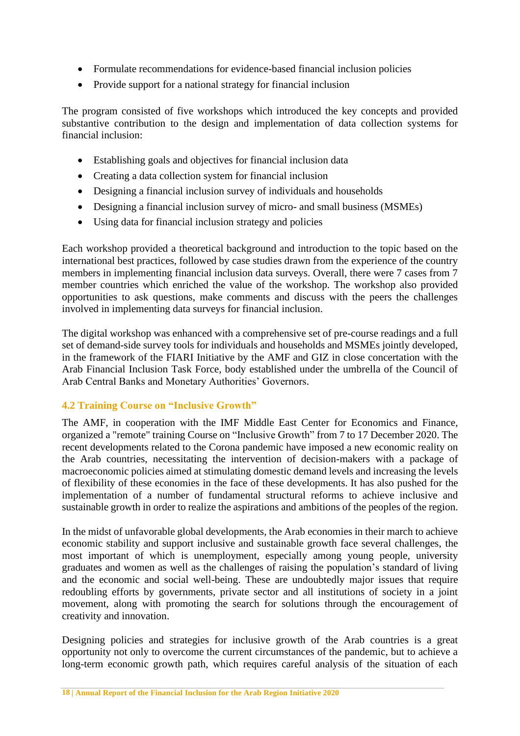- Formulate recommendations for evidence-based financial inclusion policies
- Provide support for a national strategy for financial inclusion

The program consisted of five workshops which introduced the key concepts and provided substantive contribution to the design and implementation of data collection systems for financial inclusion:

- Establishing goals and objectives for financial inclusion data
- Creating a data collection system for financial inclusion
- Designing a financial inclusion survey of individuals and households
- Designing a financial inclusion survey of micro- and small business (MSMEs)
- Using data for financial inclusion strategy and policies

Each workshop provided a theoretical background and introduction to the topic based on the international best practices, followed by case studies drawn from the experience of the country members in implementing financial inclusion data surveys. Overall, there were 7 cases from 7 member countries which enriched the value of the workshop. The workshop also provided opportunities to ask questions, make comments and discuss with the peers the challenges involved in implementing data surveys for financial inclusion.

The digital workshop was enhanced with a comprehensive set of pre-course readings and a full set of demand-side survey tools for individuals and households and MSMEs jointly developed, in the framework of the FIARI Initiative by the AMF and GIZ in close concertation with the Arab Financial Inclusion Task Force, body established under the umbrella of the Council of Arab Central Banks and Monetary Authorities' Governors.

### 4.2 Training Course on "Inclusive Growth"

The AMF, in cooperation with the IMF Middle East Center for Economics and Finance, organized a "remote" training Course on "Inclusive Growth" from 7 to 17 December 2020. The recent developments related to the Corona pandemic have imposed a new economic reality on the Arab countries, necessitating the intervention of decision-makers with a package of macroeconomic policies aimed at stimulating domestic demand levels and increasing the levels of flexibility of these economies in the face of these developments. It has also pushed for the implementation of a number of fundamental structural reforms to achieve inclusive and sustainable growth in order to realize the aspirations and ambitions of the peoples of the region.

In the midst of unfavorable global developments, the Arab economies in their march to achieve economic stability and support inclusive and sustainable growth face several challenges, the most important of which is unemployment, especially among young people, university graduates and women as well as the challenges of raising the population's standard of living and the economic and social well-being. These are undoubtedly major issues that require redoubling efforts by governments, private sector and all institutions of society in a joint movement, along with promoting the search for solutions through the encouragement of creativity and innovation.

Designing policies and strategies for inclusive growth of the Arab countries is a great opportunity not only to overcome the current circumstances of the pandemic, but to achieve a long-term economic growth path, which requires careful analysis of the situation of each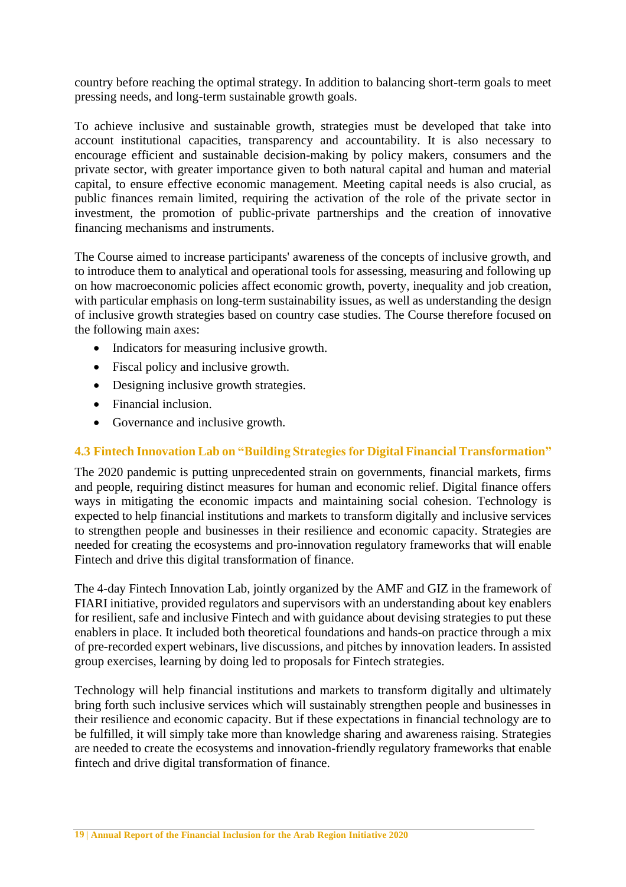country before reaching the optimal strategy. In addition to balancing short-term goals to meet pressing needs, and long-term sustainable growth goals.

To achieve inclusive and sustainable growth, strategies must be developed that take into account institutional capacities, transparency and accountability. It is also necessary to encourage efficient and sustainable decision-making by policy makers, consumers and the private sector, with greater importance given to both natural capital and human and material capital, to ensure effective economic management. Meeting capital needs is also crucial, as public finances remain limited, requiring the activation of the role of the private sector in investment, the promotion of public-private partnerships and the creation of innovative financing mechanisms and instruments.

The Course aimed to increase participants' awareness of the concepts of inclusive growth, and to introduce them to analytical and operational tools for assessing, measuring and following up on how macroeconomic policies affect economic growth, poverty, inequality and job creation, with particular emphasis on long-term sustainability issues, as well as understanding the design of inclusive growth strategies based on country case studies. The Course therefore focused on the following main axes:

- Indicators for measuring inclusive growth.
- Fiscal policy and inclusive growth.
- Designing inclusive growth strategies.
- Financial inclusion.
- Governance and inclusive growth.

### 4.3 Fintech Innovation Lab on "Building Strategies for Digital Financial Transformation"

The 2020 pandemic is putting unprecedented strain on governments, financial markets, firms and people, requiring distinct measures for human and economic relief. Digital finance offers ways in mitigating the economic impacts and maintaining social cohesion. Technology is expected to help financial institutions and markets to transform digitally and inclusive services to strengthen people and businesses in their resilience and economic capacity. Strategies are needed for creating the ecosystems and pro-innovation regulatory frameworks that will enable Fintech and drive this digital transformation of finance.

The 4-day Fintech Innovation Lab, jointly organized by the AMF and GIZ in the framework of FIARI initiative, provided regulators and supervisors with an understanding about key enablers for resilient, safe and inclusive Fintech and with guidance about devising strategies to put these enablers in place. It included both theoretical foundations and hands-on practice through a mix of pre-recorded expert webinars, live discussions, and pitches by innovation leaders. In assisted group exercises, learning by doing led to proposals for Fintech strategies.

Technology will help financial institutions and markets to transform digitally and ultimately bring forth such inclusive services which will sustainably strengthen people and businesses in their resilience and economic capacity. But if these expectations in financial technology are to be fulfilled, it will simply take more than knowledge sharing and awareness raising. Strategies are needed to create the ecosystems and innovation-friendly regulatory frameworks that enable fintech and drive digital transformation of finance.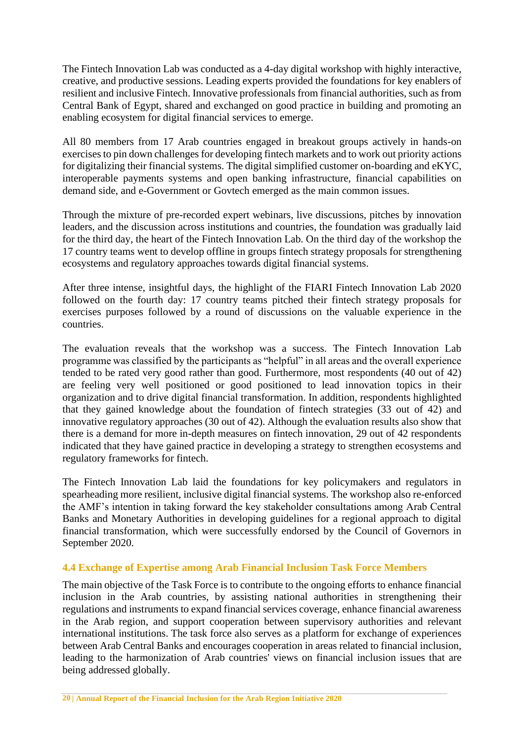The Fintech Innovation Lab was conducted as a 4-day digital workshop with highly interactive, creative, and productive sessions. Leading experts provided the foundations for key enablers of resilient and inclusive Fintech. Innovative professionals from financial authorities, such as from Central Bank of Egypt, shared and exchanged on good practice in building and promoting an enabling ecosystem for digital financial services to emerge.

All 80 members from 17 Arab countries engaged in breakout groups actively in hands-on exercises to pin down challenges for developing fintech markets and to work out priority actions for digitalizing their financial systems. The digital simplified customer on-boarding and eKYC, interoperable payments systems and open banking infrastructure, financial capabilities on demand side, and e-Government or Govtech emerged as the main common issues.

Through the mixture of pre-recorded expert webinars, live discussions, pitches by innovation leaders, and the discussion across institutions and countries, the foundation was gradually laid for the third day, the heart of the Fintech Innovation Lab. On the third day of the workshop the 17 country teams went to develop offline in groups fintech strategy proposals for strengthening ecosystems and regulatory approaches towards digital financial systems.

After three intense, insightful days, the highlight of the FIARI Fintech Innovation Lab 2020 followed on the fourth day: 17 country teams pitched their fintech strategy proposals for exercises purposes followed by a round of discussions on the valuable experience in the countries.

The evaluation reveals that the workshop was a success. The Fintech Innovation Lab programme was classified by the participants as "helpful" in all areas and the overall experience tended to be rated very good rather than good. Furthermore, most respondents (40 out of 42) are feeling very well positioned or good positioned to lead innovation topics in their organization and to drive digital financial transformation. In addition, respondents highlighted that they gained knowledge about the foundation of fintech strategies (33 out of 42) and innovative regulatory approaches (30 out of 42). Although the evaluation results also show that there is a demand for more in-depth measures on fintech innovation, 29 out of 42 respondents indicated that they have gained practice in developing a strategy to strengthen ecosystems and regulatory frameworks for fintech.

The Fintech Innovation Lab laid the foundations for key policymakers and regulators in spearheading more resilient, inclusive digital financial systems. The workshop also re-enforced the AMF's intention in taking forward the key stakeholder consultations among Arab Central Banks and Monetary Authorities in developing guidelines for a regional approach to digital financial transformation, which were successfully endorsed by the Council of Governors in September 2020.

### 4.4 Exchange of Expertise among Arab Financial Inclusion Task Force Members

The main objective of the Task Force is to contribute to the ongoing efforts to enhance financial inclusion in the Arab countries, by assisting national authorities in strengthening their regulations and instruments to expand financial services coverage, enhance financial awareness in the Arab region, and support cooperation between supervisory authorities and relevant international institutions. The task force also serves as a platform for exchange of experiences between Arab Central Banks and encourages cooperation in areas related to financial inclusion, leading to the harmonization of Arab countries' views on financial inclusion issues that are being addressed globally.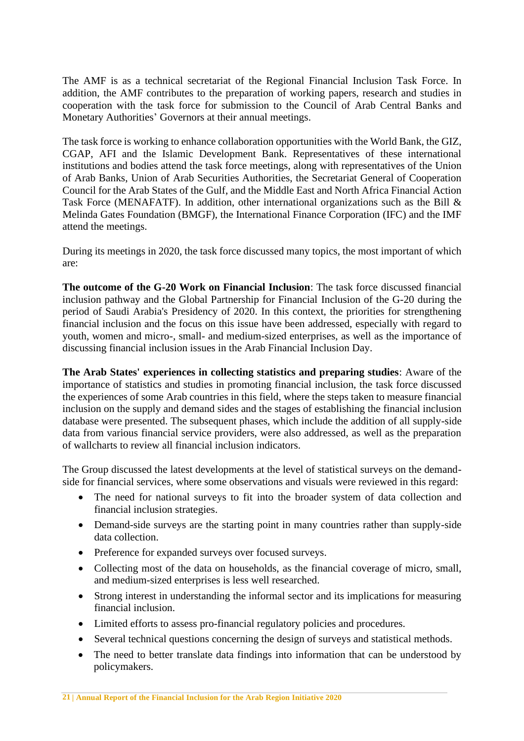The AMF is as a technical secretariat of the Regional Financial Inclusion Task Force. In addition, the AMF contributes to the preparation of working papers, research and studies in cooperation with the task force for submission to the Council of Arab Central Banks and Monetary Authorities' Governors at their annual meetings.

The task force is working to enhance collaboration opportunities with the World Bank, the GIZ, CGAP, AFI and the Islamic Development Bank. Representatives of these international institutions and bodies attend the task force meetings, along with representatives of the Union of Arab Banks, Union of Arab Securities Authorities, the Secretariat General of Cooperation Council for the Arab States of the Gulf, and the Middle East and North Africa Financial Action Task Force (MENAFATF). In addition, other international organizations such as the Bill & Melinda Gates Foundation (BMGF), the International Finance Corporation (IFC) and the IMF attend the meetings.

During its meetings in 2020, the task force discussed many topics, the most important of which are:

**The outcome of the G-20 Work on Financial Inclusion**: The task force discussed financial inclusion pathway and the Global Partnership for Financial Inclusion of the G-20 during the period of Saudi Arabia's Presidency of 2020. In this context, the priorities for strengthening financial inclusion and the focus on this issue have been addressed, especially with regard to youth, women and micro-, small- and medium-sized enterprises, as well as the importance of discussing financial inclusion issues in the Arab Financial Inclusion Day.

**The Arab States' experiences in collecting statistics and preparing studies**: Aware of the importance of statistics and studies in promoting financial inclusion, the task force discussed the experiences of some Arab countries in this field, where the steps taken to measure financial inclusion on the supply and demand sides and the stages of establishing the financial inclusion database were presented. The subsequent phases, which include the addition of all supply-side data from various financial service providers, were also addressed, as well as the preparation of wallcharts to review all financial inclusion indicators.

The Group discussed the latest developments at the level of statistical surveys on the demand-side for financial services, where some observations and visuals were reviewed in this regard:

- The need for national surveys to fit into the broader system of data collection and financial inclusion strategies.
- Demand-side surveys are the starting point in many countries rather than supply-side data collection.
- Preference for expanded surveys over focused surveys.
- Collecting most of the data on households, as the financial coverage of micro, small, and medium-sized enterprises is less well researched.
- Strong interest in understanding the informal sector and its implications for measuring financial inclusion.
- Limited efforts to assess pro-financial regulatory policies and procedures.
- Several technical questions concerning the design of surveys and statistical methods.
- The need to better translate data findings into information that can be understood by policymakers.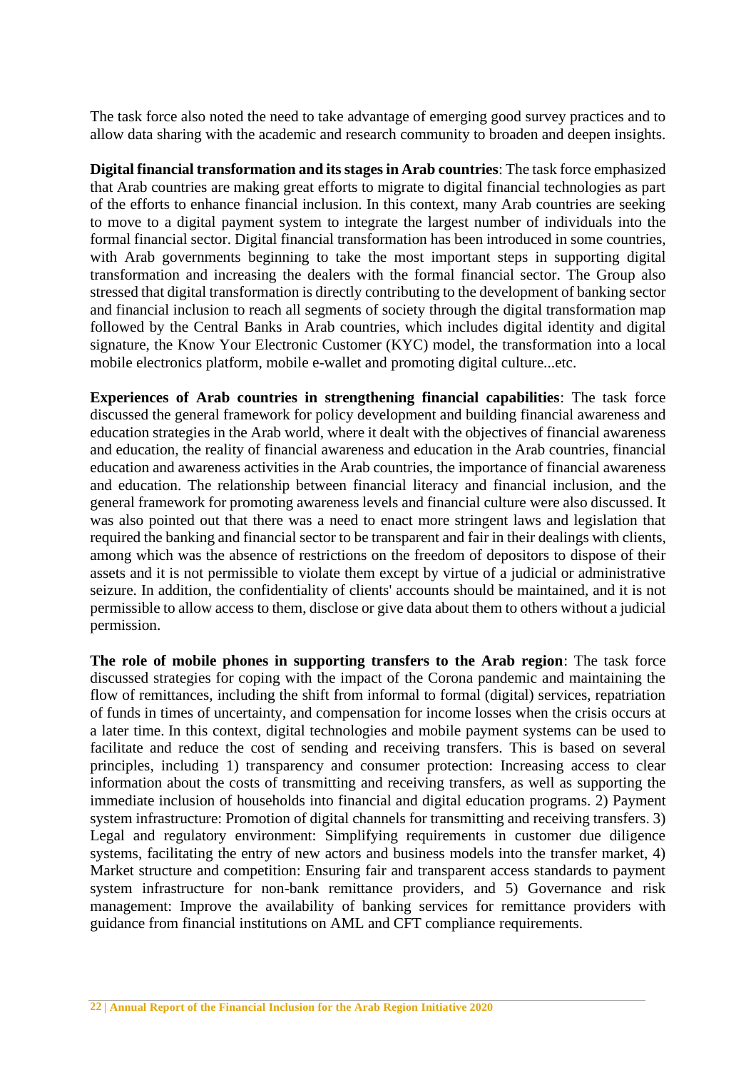The task force also noted the need to take advantage of emerging good survey practices and to allow data sharing with the academic and research community to broaden and deepen insights.

**Digital financial transformation and its stages in Arab countries**: The task force emphasized that Arab countries are making great efforts to migrate to digital financial technologies as part of the efforts to enhance financial inclusion. In this context, many Arab countries are seeking to move to a digital payment system to integrate the largest number of individuals into the formal financial sector. Digital financial transformation has been introduced in some countries, with Arab governments beginning to take the most important steps in supporting digital transformation and increasing the dealers with the formal financial sector. The Group also stressed that digital transformation is directly contributing to the development of banking sector and financial inclusion to reach all segments of society through the digital transformation map followed by the Central Banks in Arab countries, which includes digital identity and digital signature, the Know Your Electronic Customer (KYC) model, the transformation into a local mobile electronics platform, mobile e-wallet and promoting digital culture...etc.

**Experiences of Arab countries in strengthening financial capabilities**: The task force discussed the general framework for policy development and building financial awareness and education strategies in the Arab world, where it dealt with the objectives of financial awareness and education, the reality of financial awareness and education in the Arab countries, financial education and awareness activities in the Arab countries, the importance of financial awareness and education. The relationship between financial literacy and financial inclusion, and the general framework for promoting awareness levels and financial culture were also discussed. It was also pointed out that there was a need to enact more stringent laws and legislation that required the banking and financial sector to be transparent and fair in their dealings with clients, among which was the absence of restrictions on the freedom of depositors to dispose of their assets and it is not permissible to violate them except by virtue of a judicial or administrative seizure. In addition, the confidentiality of clients' accounts should be maintained, and it is not permissible to allow access to them, disclose or give data about them to others without a judicial permission.

**The role of mobile phones in supporting transfers to the Arab region**: The task force discussed strategies for coping with the impact of the Corona pandemic and maintaining the flow of remittances, including the shift from informal to formal (digital) services, repatriation of funds in times of uncertainty, and compensation for income losses when the crisis occurs at a later time. In this context, digital technologies and mobile payment systems can be used to facilitate and reduce the cost of sending and receiving transfers. This is based on several principles, including 1) transparency and consumer protection: Increasing access to clear information about the costs of transmitting and receiving transfers, as well as supporting the immediate inclusion of households into financial and digital education programs. 2) Payment system infrastructure: Promotion of digital channels for transmitting and receiving transfers. 3) Legal and regulatory environment: Simplifying requirements in customer due diligence systems, facilitating the entry of new actors and business models into the transfer market, 4) Market structure and competition: Ensuring fair and transparent access standards to payment system infrastructure for non-bank remittance providers, and 5) Governance and risk management: Improve the availability of banking services for remittance providers with guidance from financial institutions on AML and CFT compliance requirements.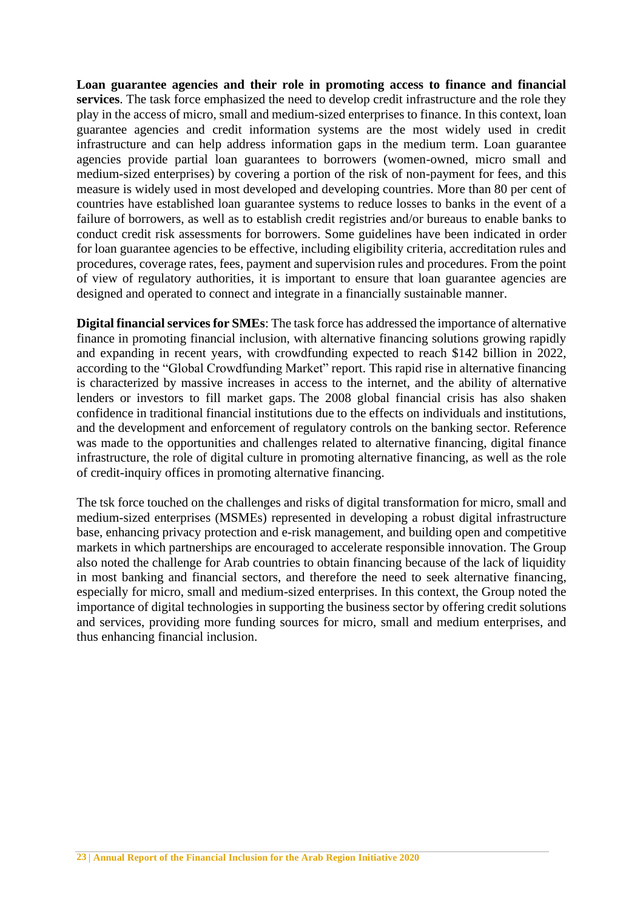**Loan guarantee agencies and their role in promoting access to finance and financial services**. The task force emphasized the need to develop credit infrastructure and the role they play in the access of micro, small and medium-sized enterprises to finance. In this context, loan guarantee agencies and credit information systems are the most widely used in credit infrastructure and can help address information gaps in the medium term. Loan guarantee agencies provide partial loan guarantees to borrowers (women-owned, micro small and medium-sized enterprises) by covering a portion of the risk of non-payment for fees, and this measure is widely used in most developed and developing countries. More than 80 per cent of countries have established loan guarantee systems to reduce losses to banks in the event of a failure of borrowers, as well as to establish credit registries and/or bureaus to enable banks to conduct credit risk assessments for borrowers. Some guidelines have been indicated in order for loan guarantee agencies to be effective, including eligibility criteria, accreditation rules and procedures, coverage rates, fees, payment and supervision rules and procedures. From the point of view of regulatory authorities, it is important to ensure that loan guarantee agencies are designed and operated to connect and integrate in a financially sustainable manner.

**Digital financial services for SMEs**: The task force has addressed the importance of alternative finance in promoting financial inclusion, with alternative financing solutions growing rapidly and expanding in recent years, with crowdfunding expected to reach $142 billion in 2022, according to the "Global Crowdfunding Market" report. This rapid rise in alternative financing is characterized by massive increases in access to the internet, and the ability of alternative lenders or investors to fill market gaps. The 2008 global financial crisis has also shaken confidence in traditional financial institutions due to the effects on individuals and institutions, and the development and enforcement of regulatory controls on the banking sector. Reference was made to the opportunities and challenges related to alternative financing, digital finance infrastructure, the role of digital culture in promoting alternative financing, as well as the role of credit-inquiry offices in promoting alternative financing.

The tsk force touched on the challenges and risks of digital transformation for micro, small and medium-sized enterprises (MSMEs) represented in developing a robust digital infrastructure base, enhancing privacy protection and e-risk management, and building open and competitive markets in which partnerships are encouraged to accelerate responsible innovation. The Group also noted the challenge for Arab countries to obtain financing because of the lack of liquidity in most banking and financial sectors, and therefore the need to seek alternative financing, especially for micro, small and medium-sized enterprises. In this context, the Group noted the importance of digital technologies in supporting the business sector by offering credit solutions and services, providing more funding sources for micro, small and medium enterprises, and thus enhancing financial inclusion.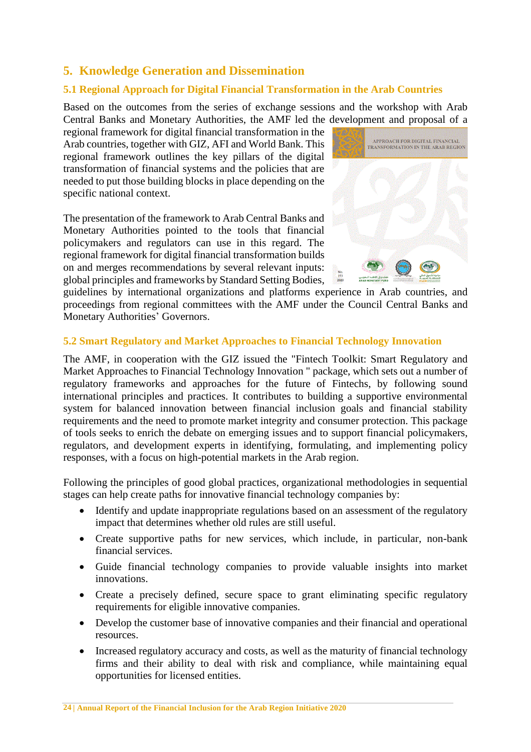# 5. Knowledge Generation and Dissemination

## 5.1 Regional Approach for Digital Financial Transformation in the Arab Countries

Based on the outcomes from the series of exchange sessions and the workshop with Arab Central Banks and Monetary Authorities, the AMF led the development and proposal of a regional framework for digital financial transformation in the Arab countries, together with GIZ, AFI and World Bank. This regional framework outlines the key pillars of the digital transformation of financial systems and the policies that are needed to put those building blocks in place depending on the specific national context.

The presentation of the framework to Arab Central Banks and Monetary Authorities pointed to the tools that financial policymakers and regulators can use in this regard. The regional framework for digital financial transformation builds on and merges recommendations by several relevant inputs: global principles and frameworks by Standard Setting Bodies, guidelines by international organizations and platforms experience in Arab countries, and proceedings from regional committees with the AMF under the Council Central Banks and Monetary Authorities' Governors.

## 5.2 Smart Regulatory and Market Approaches to Financial Technology Innovation

The AMF, in cooperation with the GIZ issued the "Fintech Toolkit: Smart Regulatory and Market Approaches to Financial Technology Innovation " package, which sets out a number of regulatory frameworks and approaches for the future of Fintechs, by following sound international principles and practices. It contributes to building a supportive environmental system for balanced innovation between financial inclusion goals and financial stability requirements and the need to promote market integrity and consumer protection. This package of tools seeks to enrich the debate on emerging issues and to support financial policymakers, regulators, and development experts in identifying, formulating, and implementing policy responses, with a focus on high-potential markets in the Arab region.

Following the principles of good global practices, organizational methodologies in sequential stages can help create paths for innovative financial technology companies by:

- Identify and update inappropriate regulations based on an assessment of the regulatory impact that determines whether old rules are still useful.
- Create supportive paths for new services, which include, in particular, non-bank financial services.
- Guide financial technology companies to provide valuable insights into market innovations.
- Create a precisely defined, secure space to grant eliminating specific regulatory requirements for eligible innovative companies.
- Develop the customer base of innovative companies and their financial and operational resources.
- Increased regulatory accuracy and costs, as well as the maturity of financial technology firms and their ability to deal with risk and compliance, while maintaining equal opportunities for licensed entities.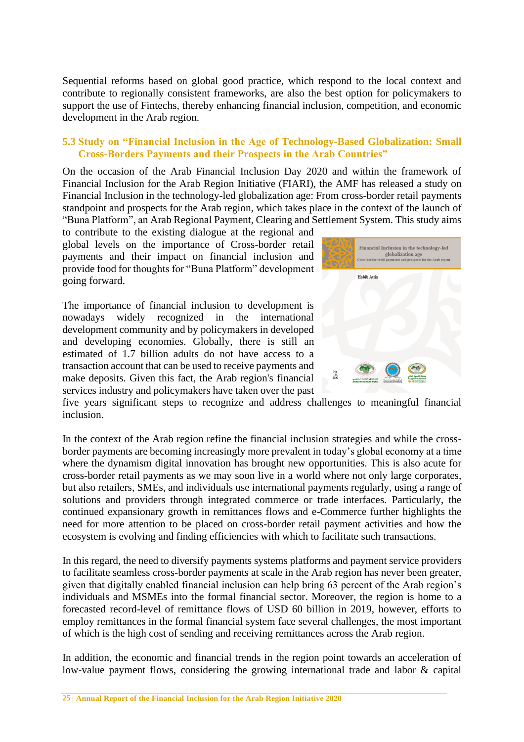Sequential reforms based on global good practice, which respond to the local context and contribute to regionally consistent frameworks, are also the best option for policymakers to support the use of Fintechs, thereby enhancing financial inclusion, competition, and economic development in the Arab region.

### 5.3 Study on "Financial Inclusion in the Age of Technology-Based Globalization: Small Cross-Borders Payments and their Prospects in the Arab Countries"

On the occasion of the Arab Financial Inclusion Day 2020 and within the framework of Financial Inclusion for the Arab Region Initiative (FIARI), the AMF has released a study on Financial Inclusion in the technology-led globalization age: From cross-border retail payments standpoint and prospects for the Arab region, which takes place in the context of the launch of "Buna Platform", an Arab Regional Payment, Clearing and Settlement System. This study aims to contribute to the existing dialogue at the regional and global levels on the importance of Cross-border retail payments and their impact on financial inclusion and provide food for thoughts for "Buna Platform" development going forward.

The importance of financial inclusion to development is nowadays widely recognized in the international development community and by policymakers in developed and developing economies. Globally, there is still an estimated of 1.7 billion adults do not have access to a transaction account that can be used to receive payments and make deposits. Given this fact, the Arab region's financial services industry and policymakers have taken over the past five years significant steps to recognize and address challenges to meaningful financial inclusion.

In the context of the Arab region refine the financial inclusion strategies and while the cross-border payments are becoming increasingly more prevalent in today's global economy at a time where the dynamism digital innovation has brought new opportunities. This is also acute for cross-border retail payments as we may soon live in a world where not only large corporates, but also retailers, SMEs, and individuals use international payments regularly, using a range of solutions and providers through integrated commerce or trade interfaces. Particularly, the continued expansionary growth in remittances flows and e-Commerce further highlights the need for more attention to be placed on cross-border retail payment activities and how the ecosystem is evolving and finding efficiencies with which to facilitate such transactions.

In this regard, the need to diversify payments systems platforms and payment service providers to facilitate seamless cross-border payments at scale in the Arab region has never been greater, given that digitally enabled financial inclusion can help bring 63 percent of the Arab region's individuals and MSMEs into the formal financial sector. Moreover, the region is home to a forecasted record-level of remittance flows of USD 60 billion in 2019, however, efforts to employ remittances in the formal financial system face several challenges, the most important of which is the high cost of sending and receiving remittances across the Arab region.

In addition, the economic and financial trends in the region point towards an acceleration of low-value payment flows, considering the growing international trade and labor & capital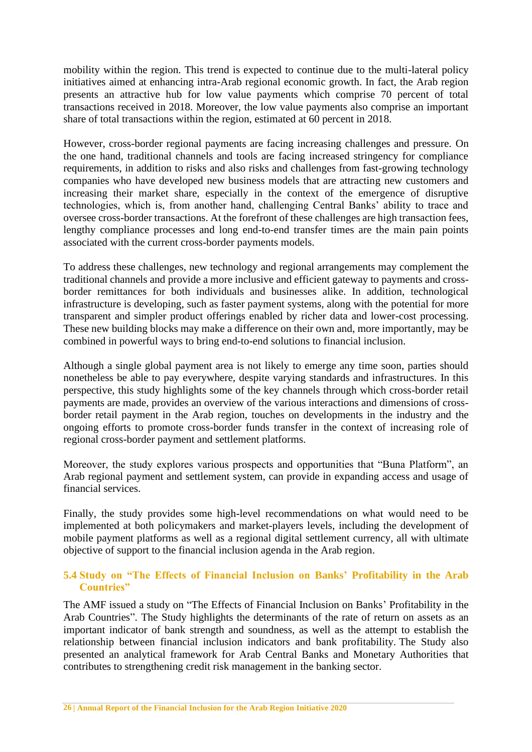mobility within the region. This trend is expected to continue due to the multi-lateral policy initiatives aimed at enhancing intra-Arab regional economic growth. In fact, the Arab region presents an attractive hub for low value payments which comprise 70 percent of total transactions received in 2018. Moreover, the low value payments also comprise an important share of total transactions within the region, estimated at 60 percent in 2018.

However, cross-border regional payments are facing increasing challenges and pressure. On the one hand, traditional channels and tools are facing increased stringency for compliance requirements, in addition to risks and also risks and challenges from fast-growing technology companies who have developed new business models that are attracting new customers and increasing their market share, especially in the context of the emergence of disruptive technologies, which is, from another hand, challenging Central Banks' ability to trace and oversee cross-border transactions. At the forefront of these challenges are high transaction fees, lengthy compliance processes and long end-to-end transfer times are the main pain points associated with the current cross-border payments models.

To address these challenges, new technology and regional arrangements may complement the traditional channels and provide a more inclusive and efficient gateway to payments and cross-border remittances for both individuals and businesses alike. In addition, technological infrastructure is developing, such as faster payment systems, along with the potential for more transparent and simpler product offerings enabled by richer data and lower-cost processing. These new building blocks may make a difference on their own and, more importantly, may be combined in powerful ways to bring end-to-end solutions to financial inclusion.

Although a single global payment area is not likely to emerge any time soon, parties should nonetheless be able to pay everywhere, despite varying standards and infrastructures. In this perspective, this study highlights some of the key channels through which cross-border retail payments are made, provides an overview of the various interactions and dimensions of cross-border retail payment in the Arab region, touches on developments in the industry and the ongoing efforts to promote cross-border funds transfer in the context of increasing role of regional cross-border payment and settlement platforms.

Moreover, the study explores various prospects and opportunities that "Buna Platform", an Arab regional payment and settlement system, can provide in expanding access and usage of financial services.

Finally, the study provides some high-level recommendations on what would need to be implemented at both policymakers and market-players levels, including the development of mobile payment platforms as well as a regional digital settlement currency, all with ultimate objective of support to the financial inclusion agenda in the Arab region.

### 5.4 Study on "The Effects of Financial Inclusion on Banks' Profitability in the Arab Countries"

The AMF issued a study on "The Effects of Financial Inclusion on Banks' Profitability in the Arab Countries". The Study highlights the determinants of the rate of return on assets as an important indicator of bank strength and soundness, as well as the attempt to establish the relationship between financial inclusion indicators and bank profitability. The Study also presented an analytical framework for Arab Central Banks and Monetary Authorities that contributes to strengthening credit risk management in the banking sector.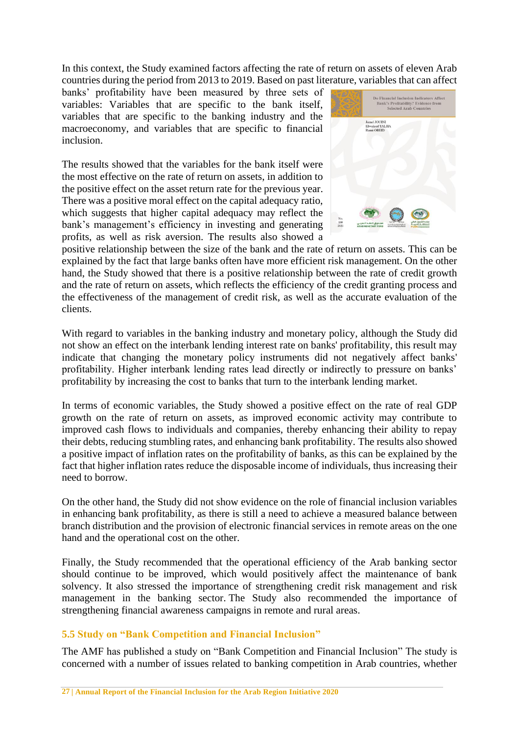In this context, the Study examined factors affecting the rate of return on assets of eleven Arab countries during the period from 2013 to 2019. Based on past literature, variables that can affect banks' profitability have been measured by three sets of variables: Variables that are specific to the bank itself, variables that are specific to the banking industry and the macroeconomy, and variables that are specific to financial inclusion.

The results showed that the variables for the bank itself were the most effective on the rate of return on assets, in addition to the positive effect on the asset return rate for the previous year. There was a positive moral effect on the capital adequacy ratio, which suggests that higher capital adequacy may reflect the bank's management's efficiency in investing and generating profits, as well as risk aversion. The results also showed a positive relationship between the size of the bank and the rate of return on assets. This can be explained by the fact that large banks often have more efficient risk management. On the other hand, the Study showed that there is a positive relationship between the rate of credit growth and the rate of return on assets, which reflects the efficiency of the credit granting process and the effectiveness of the management of credit risk, as well as the accurate evaluation of the clients.

With regard to variables in the banking industry and monetary policy, although the Study did not show an effect on the interbank lending interest rate on banks' profitability, this result may indicate that changing the monetary policy instruments did not negatively affect banks' profitability. Higher interbank lending rates lead directly or indirectly to pressure on banks' profitability by increasing the cost to banks that turn to the interbank lending market.

In terms of economic variables, the Study showed a positive effect on the rate of real GDP growth on the rate of return on assets, as improved economic activity may contribute to improved cash flows to individuals and companies, thereby enhancing their ability to repay their debts, reducing stumbling rates, and enhancing bank profitability. The results also showed a positive impact of inflation rates on the profitability of banks, as this can be explained by the fact that higher inflation rates reduce the disposable income of individuals, thus increasing their need to borrow.

On the other hand, the Study did not show evidence on the role of financial inclusion variables in enhancing bank profitability, as there is still a need to achieve a measured balance between branch distribution and the provision of electronic financial services in remote areas on the one hand and the operational cost on the other.

Finally, the Study recommended that the operational efficiency of the Arab banking sector should continue to be improved, which would positively affect the maintenance of bank solvency. It also stressed the importance of strengthening credit risk management and risk management in the banking sector. The Study also recommended the importance of strengthening financial awareness campaigns in remote and rural areas.

### 5.5 Study on "Bank Competition and Financial Inclusion"

The AMF has published a study on "Bank Competition and Financial Inclusion" The study is concerned with a number of issues related to banking competition in Arab countries, whether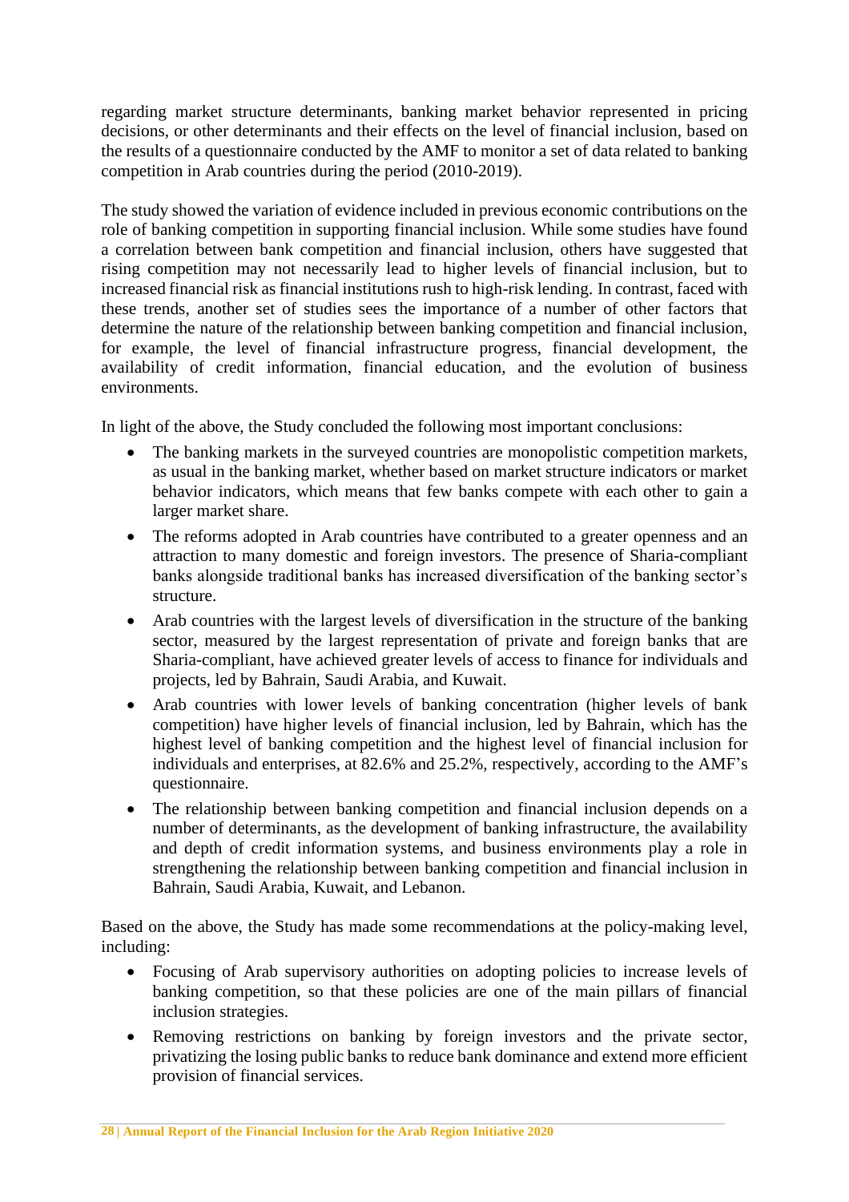regarding market structure determinants, banking market behavior represented in pricing decisions, or other determinants and their effects on the level of financial inclusion, based on the results of a questionnaire conducted by the AMF to monitor a set of data related to banking competition in Arab countries during the period (2010-2019).

The study showed the variation of evidence included in previous economic contributions on the role of banking competition in supporting financial inclusion. While some studies have found a correlation between bank competition and financial inclusion, others have suggested that rising competition may not necessarily lead to higher levels of financial inclusion, but to increased financial risk as financial institutions rush to high-risk lending. In contrast, faced with these trends, another set of studies sees the importance of a number of other factors that determine the nature of the relationship between banking competition and financial inclusion, for example, the level of financial infrastructure progress, financial development, the availability of credit information, financial education, and the evolution of business environments.

In light of the above, the Study concluded the following most important conclusions:

- The banking markets in the surveyed countries are monopolistic competition markets, as usual in the banking market, whether based on market structure indicators or market behavior indicators, which means that few banks compete with each other to gain a larger market share.
- The reforms adopted in Arab countries have contributed to a greater openness and an attraction to many domestic and foreign investors. The presence of Sharia-compliant banks alongside traditional banks has increased diversification of the banking sector's structure.
- Arab countries with the largest levels of diversification in the structure of the banking sector, measured by the largest representation of private and foreign banks that are Sharia-compliant, have achieved greater levels of access to finance for individuals and projects, led by Bahrain, Saudi Arabia, and Kuwait.
- Arab countries with lower levels of banking concentration (higher levels of bank competition) have higher levels of financial inclusion, led by Bahrain, which has the highest level of banking competition and the highest level of financial inclusion for individuals and enterprises, at 82.6% and 25.2%, respectively, according to the AMF's questionnaire.
- The relationship between banking competition and financial inclusion depends on a number of determinants, as the development of banking infrastructure, the availability and depth of credit information systems, and business environments play a role in strengthening the relationship between banking competition and financial inclusion in Bahrain, Saudi Arabia, Kuwait, and Lebanon.

Based on the above, the Study has made some recommendations at the policy-making level, including:

- Focusing of Arab supervisory authorities on adopting policies to increase levels of banking competition, so that these policies are one of the main pillars of financial inclusion strategies.
- Removing restrictions on banking by foreign investors and the private sector, privatizing the losing public banks to reduce bank dominance and extend more efficient provision of financial services.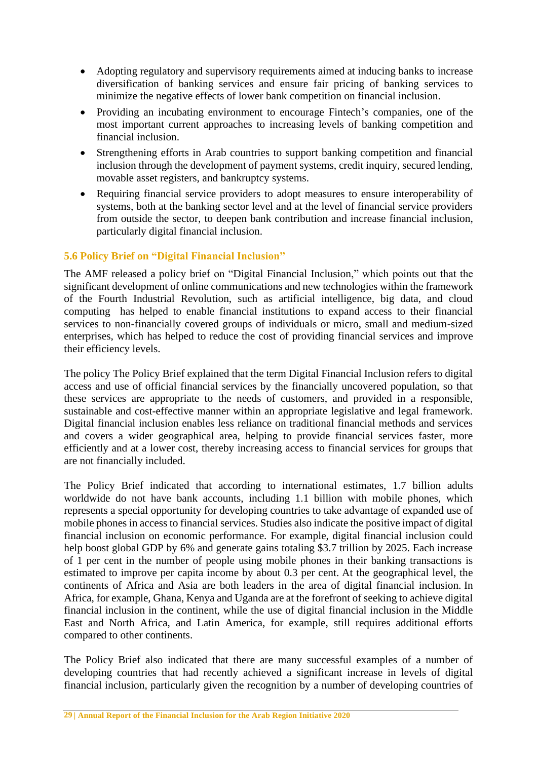- Adopting regulatory and supervisory requirements aimed at inducing banks to increase diversification of banking services and ensure fair pricing of banking services to minimize the negative effects of lower bank competition on financial inclusion.
- Providing an incubating environment to encourage Fintech's companies, one of the most important current approaches to increasing levels of banking competition and financial inclusion.
- Strengthening efforts in Arab countries to support banking competition and financial inclusion through the development of payment systems, credit inquiry, secured lending, movable asset registers, and bankruptcy systems.
- Requiring financial service providers to adopt measures to ensure interoperability of systems, both at the banking sector level and at the level of financial service providers from outside the sector, to deepen bank contribution and increase financial inclusion, particularly digital financial inclusion.

### 5.6 Policy Brief on "Digital Financial Inclusion"

The AMF released a policy brief on "Digital Financial Inclusion," which points out that the significant development of online communications and new technologies within the framework of the Fourth Industrial Revolution, such as artificial intelligence, big data, and cloud computing has helped to enable financial institutions to expand access to their financial services to non-financially covered groups of individuals or micro, small and medium-sized enterprises, which has helped to reduce the cost of providing financial services and improve their efficiency levels.

The policy The Policy Brief explained that the term Digital Financial Inclusion refers to digital access and use of official financial services by the financially uncovered population, so that these services are appropriate to the needs of customers, and provided in a responsible, sustainable and cost-effective manner within an appropriate legislative and legal framework. Digital financial inclusion enables less reliance on traditional financial methods and services and covers a wider geographical area, helping to provide financial services faster, more efficiently and at a lower cost, thereby increasing access to financial services for groups that are not financially included.

The Policy Brief indicated that according to international estimates, 1.7 billion adults worldwide do not have bank accounts, including 1.1 billion with mobile phones, which represents a special opportunity for developing countries to take advantage of expanded use of mobile phones in access to financial services. Studies also indicate the positive impact of digital financial inclusion on economic performance. For example, digital financial inclusion could help boost global GDP by 6% and generate gains totaling $3.7 trillion by 2025. Each increase of 1 per cent in the number of people using mobile phones in their banking transactions is estimated to improve per capita income by about 0.3 per cent. At the geographical level, the continents of Africa and Asia are both leaders in the area of digital financial inclusion. In Africa, for example, Ghana, Kenya and Uganda are at the forefront of seeking to achieve digital financial inclusion in the continent, while the use of digital financial inclusion in the Middle East and North Africa, and Latin America, for example, still requires additional efforts compared to other continents.

The Policy Brief also indicated that there are many successful examples of a number of developing countries that had recently achieved a significant increase in levels of digital financial inclusion, particularly given the recognition by a number of developing countries of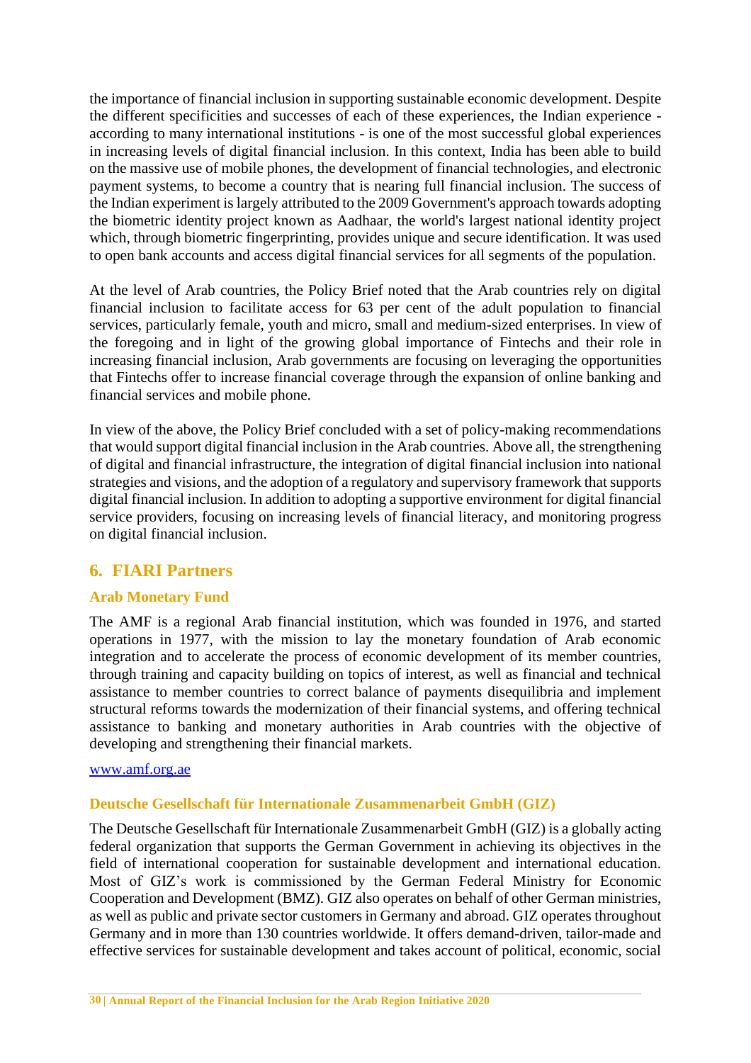the importance of financial inclusion in supporting sustainable economic development. Despite the different specificities and successes of each of these experiences, the Indian experience - according to many international institutions - is one of the most successful global experiences in increasing levels of digital financial inclusion. In this context, India has been able to build on the massive use of mobile phones, the development of financial technologies, and electronic payment systems, to become a country that is nearing full financial inclusion. The success of the Indian experiment is largely attributed to the 2009 Government's approach towards adopting the biometric identity project known as Aadhaar, the world's largest national identity project which, through biometric fingerprinting, provides unique and secure identification. It was used to open bank accounts and access digital financial services for all segments of the population.

At the level of Arab countries, the Policy Brief noted that the Arab countries rely on digital financial inclusion to facilitate access for 63 per cent of the adult population to financial services, particularly female, youth and micro, small and medium-sized enterprises. In view of the foregoing and in light of the growing global importance of Fintechs and their role in increasing financial inclusion, Arab governments are focusing on leveraging the opportunities that Fintechs offer to increase financial coverage through the expansion of online banking and financial services and mobile phone.

In view of the above, the Policy Brief concluded with a set of policy-making recommendations that would support digital financial inclusion in the Arab countries. Above all, the strengthening of digital and financial infrastructure, the integration of digital financial inclusion into national strategies and visions, and the adoption of a regulatory and supervisory framework that supports digital financial inclusion. In addition to adopting a supportive environment for digital financial service providers, focusing on increasing levels of financial literacy, and monitoring progress on digital financial inclusion.

## 6. FIARI Partners

### Arab Monetary Fund

The AMF is a regional Arab financial institution, which was founded in 1976, and started operations in 1977, with the mission to lay the monetary foundation of Arab economic integration and to accelerate the process of economic development of its member countries, through training and capacity building on topics of interest, as well as financial and technical assistance to member countries to correct balance of payments disequilibria and implement structural reforms towards the modernization of their financial systems, and offering technical assistance to banking and monetary authorities in Arab countries with the objective of developing and strengthening their financial markets.

[www.amf.org.ae](http://www.amf.org.ae)

### Deutsche Gesellschaft für Internationale Zusammenarbeit GmbH (GIZ)

The Deutsche Gesellschaft für Internationale Zusammenarbeit GmbH (GIZ) is a globally acting federal organization that supports the German Government in achieving its objectives in the field of international cooperation for sustainable development and international education. Most of GIZ's work is commissioned by the German Federal Ministry for Economic Cooperation and Development (BMZ). GIZ also operates on behalf of other German ministries, as well as public and private sector customers in Germany and abroad. GIZ operates throughout Germany and in more than 130 countries worldwide. It offers demand-driven, tailor-made and effective services for sustainable development and takes account of political, economic, social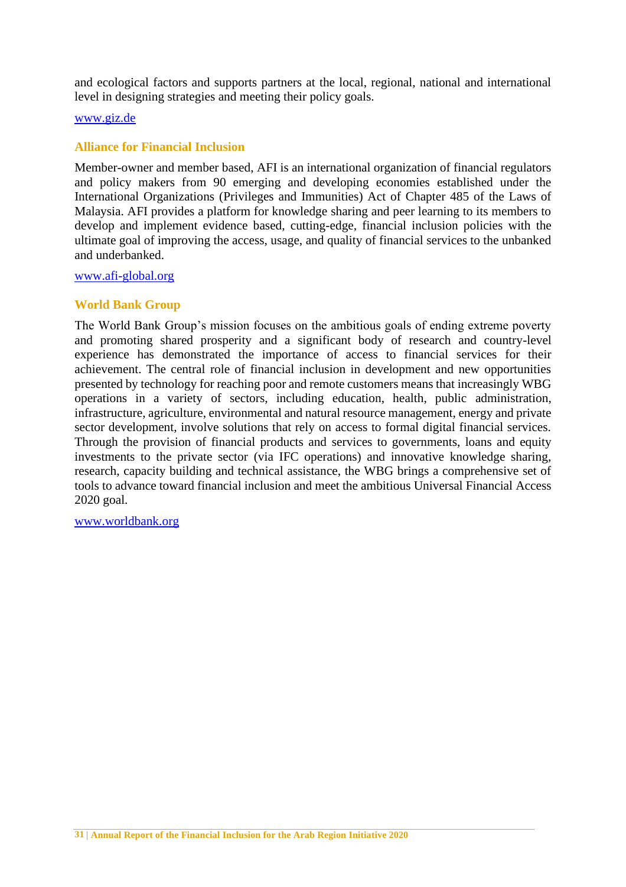and ecological factors and supports partners at the local, regional, national and international level in designing strategies and meeting their policy goals.

[www.giz.de](http://www.giz.de)

### Alliance for Financial Inclusion

Member-owner and member based, AFI is an international organization of financial regulators and policy makers from 90 emerging and developing economies established under the International Organizations (Privileges and Immunities) Act of Chapter 485 of the Laws of Malaysia. AFI provides a platform for knowledge sharing and peer learning to its members to develop and implement evidence based, cutting-edge, financial inclusion policies with the ultimate goal of improving the access, usage, and quality of financial services to the unbanked and underbanked.

[www.afi-global.org](http://www.afi-global.org)

### World Bank Group

The World Bank Group's mission focuses on the ambitious goals of ending extreme poverty and promoting shared prosperity and a significant body of research and country-level experience has demonstrated the importance of access to financial services for their achievement. The central role of financial inclusion in development and new opportunities presented by technology for reaching poor and remote customers means that increasingly WBG operations in a variety of sectors, including education, health, public administration, infrastructure, agriculture, environmental and natural resource management, energy and private sector development, involve solutions that rely on access to formal digital financial services. Through the provision of financial products and services to governments, loans and equity investments to the private sector (via IFC operations) and innovative knowledge sharing, research, capacity building and technical assistance, the WBG brings a comprehensive set of tools to advance toward financial inclusion and meet the ambitious Universal Financial Access 2020 goal.

[www.worldbank.org](http://www.worldbank.org)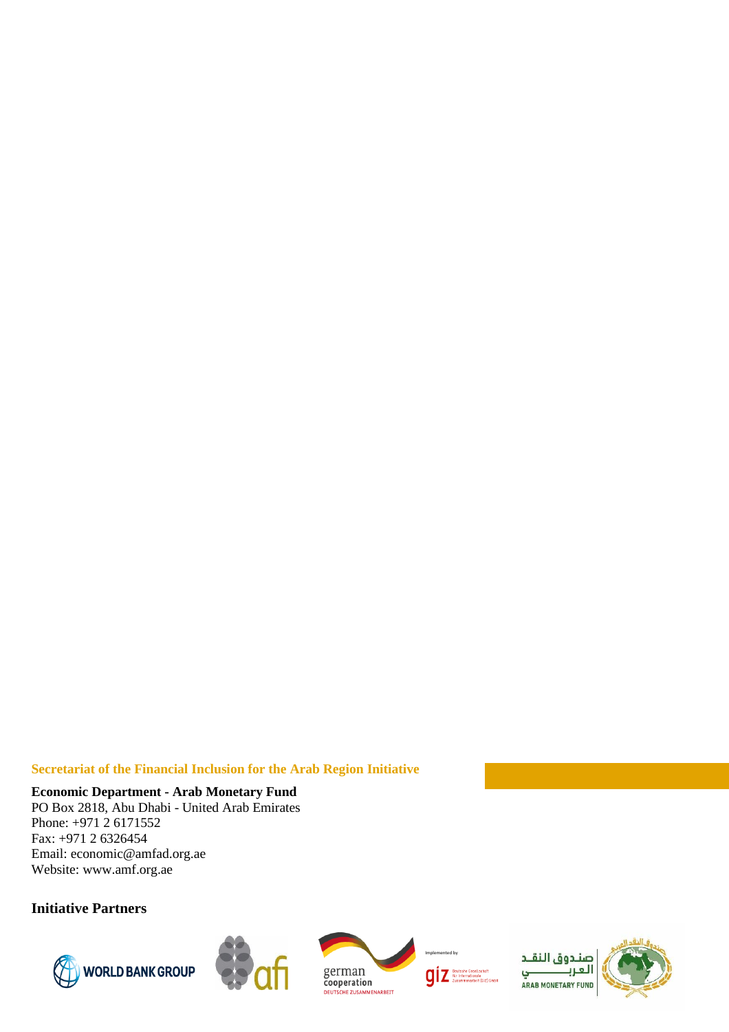**Secretariat of the Financial Inclusion for the Arab Region Initiative**

**Economic Department - Arab Monetary Fund**
PO Box 2818, Abu Dhabi - United Arab Emirates
Phone: +971 2 6171552
Fax: +971 2 6326454
Email: economic@amfad.org.ae
Website: www.amf.org.ae

**Initiative Partners**